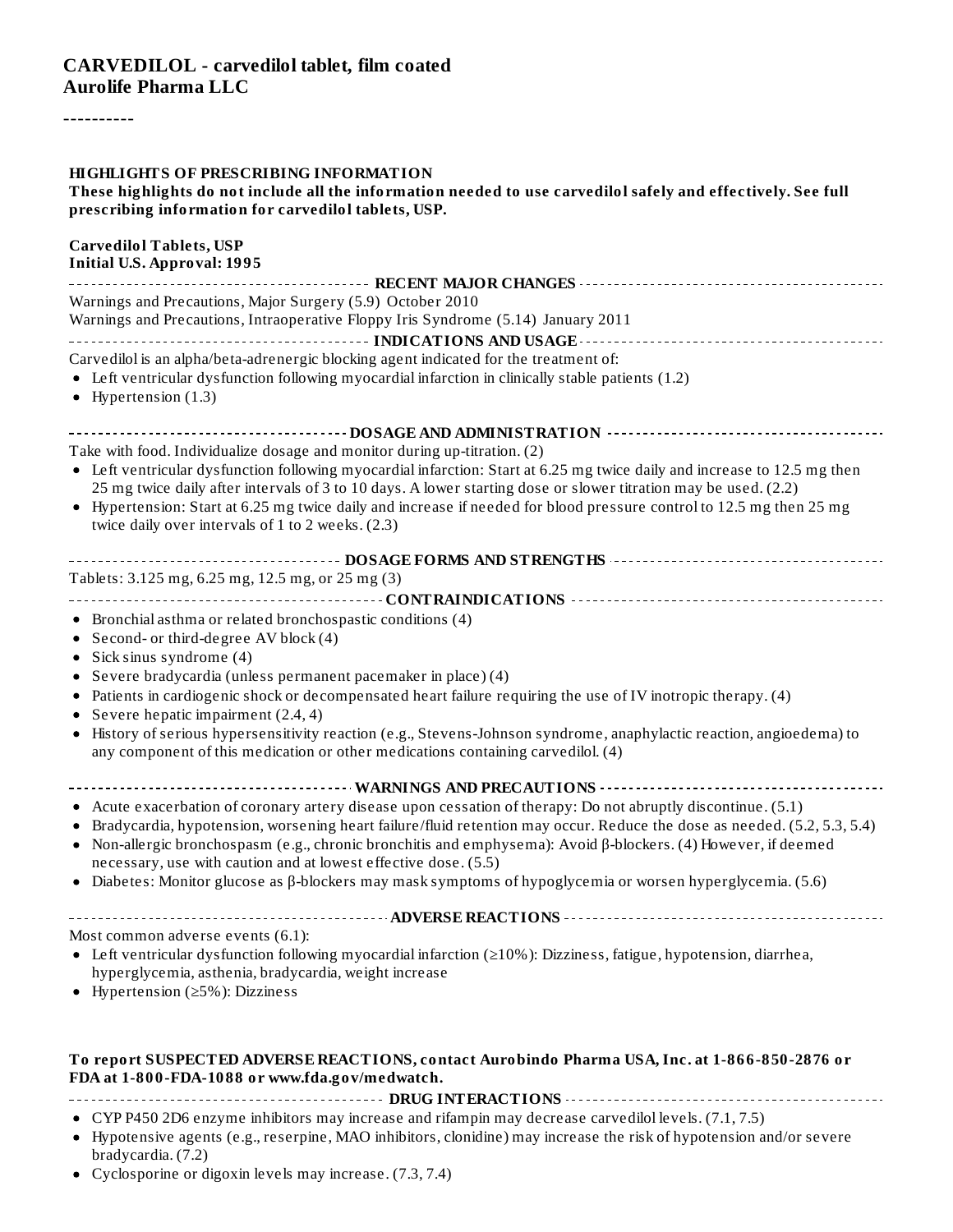# CARVEDILOL - carvedilol tablet, film coated
## Aurolife Pharma LLC

----------

**HIGHLIGHTS OF PRESCRIBING INFORMATION**

**These highlights do not include all the information needed to use carvedilol safely and effectively. See full prescribing information for carvedilol tablets, USP.**

**Carvedilol Tablets, USP**
**Initial U.S. Approval: 1995**

**RECENT MAJOR CHANGES**

Warnings and Precautions, Major Surgery (5.9) October 2010
Warnings and Precautions, Intraoperative Floppy Iris Syndrome (5.14) January 2011

**INDICATIONS AND USAGE**

Carvedilol is an alpha/beta-adrenergic blocking agent indicated for the treatment of:

- Left ventricular dysfunction following myocardial infarction in clinically stable patients (1.2)
- Hypertension (1.3)

**DOSAGE AND ADMINISTRATION**

Take with food. Individualize dosage and monitor during up-titration. (2)

- Left ventricular dysfunction following myocardial infarction: Start at 6.25 mg twice daily and increase to 12.5 mg then 25 mg twice daily after intervals of 3 to 10 days. A lower starting dose or slower titration may be used. (2.2)
- Hypertension: Start at 6.25 mg twice daily and increase if needed for blood pressure control to 12.5 mg then 25 mg twice daily over intervals of 1 to 2 weeks. (2.3)

**DOSAGE FORMS AND STRENGTHS**

Tablets: 3.125 mg, 6.25 mg, 12.5 mg, or 25 mg (3)

**CONTRAINDICATIONS**

- Bronchial asthma or related bronchospastic conditions (4)
- Second- or third-degree AV block (4)
- Sick sinus syndrome (4)
- Severe bradycardia (unless permanent pacemaker in place) (4)
- Patients in cardiogenic shock or decompensated heart failure requiring the use of IV inotropic therapy. (4)
- Severe hepatic impairment (2.4, 4)
- History of serious hypersensitivity reaction (e.g., Stevens-Johnson syndrome, anaphylactic reaction, angioedema) to any component of this medication or other medications containing carvedilol. (4)

**WARNINGS AND PRECAUTIONS**

- Acute exacerbation of coronary artery disease upon cessation of therapy: Do not abruptly discontinue. (5.1)
- Bradycardia, hypotension, worsening heart failure/fluid retention may occur. Reduce the dose as needed. (5.2, 5.3, 5.4)
- Non-allergic bronchospasm (e.g., chronic bronchitis and emphysema): Avoid β-blockers. (4) However, if deemed necessary, use with caution and at lowest effective dose. (5.5)
- Diabetes: Monitor glucose as β-blockers may mask symptoms of hypoglycemia or worsen hyperglycemia. (5.6)

**ADVERSE REACTIONS**

Most common adverse events (6.1):

- Left ventricular dysfunction following myocardial infarction (≥10%): Dizziness, fatigue, hypotension, diarrhea, hyperglycemia, asthenia, bradycardia, weight increase
- Hypertension (≥5%): Dizziness

**To report SUSPECTED ADVERSE REACTIONS, contact Aurobindo Pharma USA, Inc. at 1-866-850-2876 or FDA at 1-800-FDA-1088 or www.fda.gov/medwatch.**

**DRUG INTERACTIONS**

- CYP P450 2D6 enzyme inhibitors may increase and rifampin may decrease carvedilol levels. (7.1, 7.5)
- Hypotensive agents (e.g., reserpine, MAO inhibitors, clonidine) may increase the risk of hypotension and/or severe bradycardia. (7.2)
- Cyclosporine or digoxin levels may increase. (7.3, 7.4)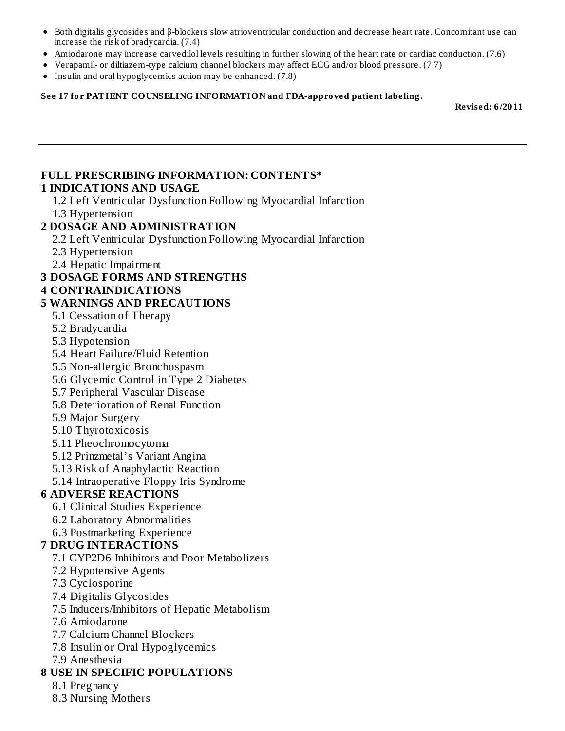- Both digitalis glycosides and β-blockers slow atrioventricular conduction and decrease heart rate. Concomitant use can increase the risk of bradycardia. (7.4)
- Amiodarone may increase carvedilol levels resulting in further slowing of the heart rate or cardiac conduction. (7.6)
- Verapamil- or diltiazem-type calcium channel blockers may affect ECG and/or blood pressure. (7.7)
- Insulin and oral hypoglycemics action may be enhanced. (7.8)

**See 17 for PATIENT COUNSELING INFORMATION and FDA-approved patient labeling.**

**Revised: 6/2011**

---

## FULL PRESCRIBING INFORMATION: CONTENTS*

**1 INDICATIONS AND USAGE**
- 1.2 Left Ventricular Dysfunction Following Myocardial Infarction
- 1.3 Hypertension

**2 DOSAGE AND ADMINISTRATION**
- 2.2 Left Ventricular Dysfunction Following Myocardial Infarction
- 2.3 Hypertension
- 2.4 Hepatic Impairment

**3 DOSAGE FORMS AND STRENGTHS**

**4 CONTRAINDICATIONS**

**5 WARNINGS AND PRECAUTIONS**
- 5.1 Cessation of Therapy
- 5.2 Bradycardia
- 5.3 Hypotension
- 5.4 Heart Failure/Fluid Retention
- 5.5 Non-allergic Bronchospasm
- 5.6 Glycemic Control in Type 2 Diabetes
- 5.7 Peripheral Vascular Disease
- 5.8 Deterioration of Renal Function
- 5.9 Major Surgery
- 5.10 Thyrotoxicosis
- 5.11 Pheochromocytoma
- 5.12 Prinzmetal's Variant Angina
- 5.13 Risk of Anaphylactic Reaction
- 5.14 Intraoperative Floppy Iris Syndrome

**6 ADVERSE REACTIONS**
- 6.1 Clinical Studies Experience
- 6.2 Laboratory Abnormalities
- 6.3 Postmarketing Experience

**7 DRUG INTERACTIONS**
- 7.1 CYP2D6 Inhibitors and Poor Metabolizers
- 7.2 Hypotensive Agents
- 7.3 Cyclosporine
- 7.4 Digitalis Glycosides
- 7.5 Inducers/Inhibitors of Hepatic Metabolism
- 7.6 Amiodarone
- 7.7 Calcium Channel Blockers
- 7.8 Insulin or Oral Hypoglycemics
- 7.9 Anesthesia

**8 USE IN SPECIFIC POPULATIONS**
- 8.1 Pregnancy
- 8.3 Nursing Mothers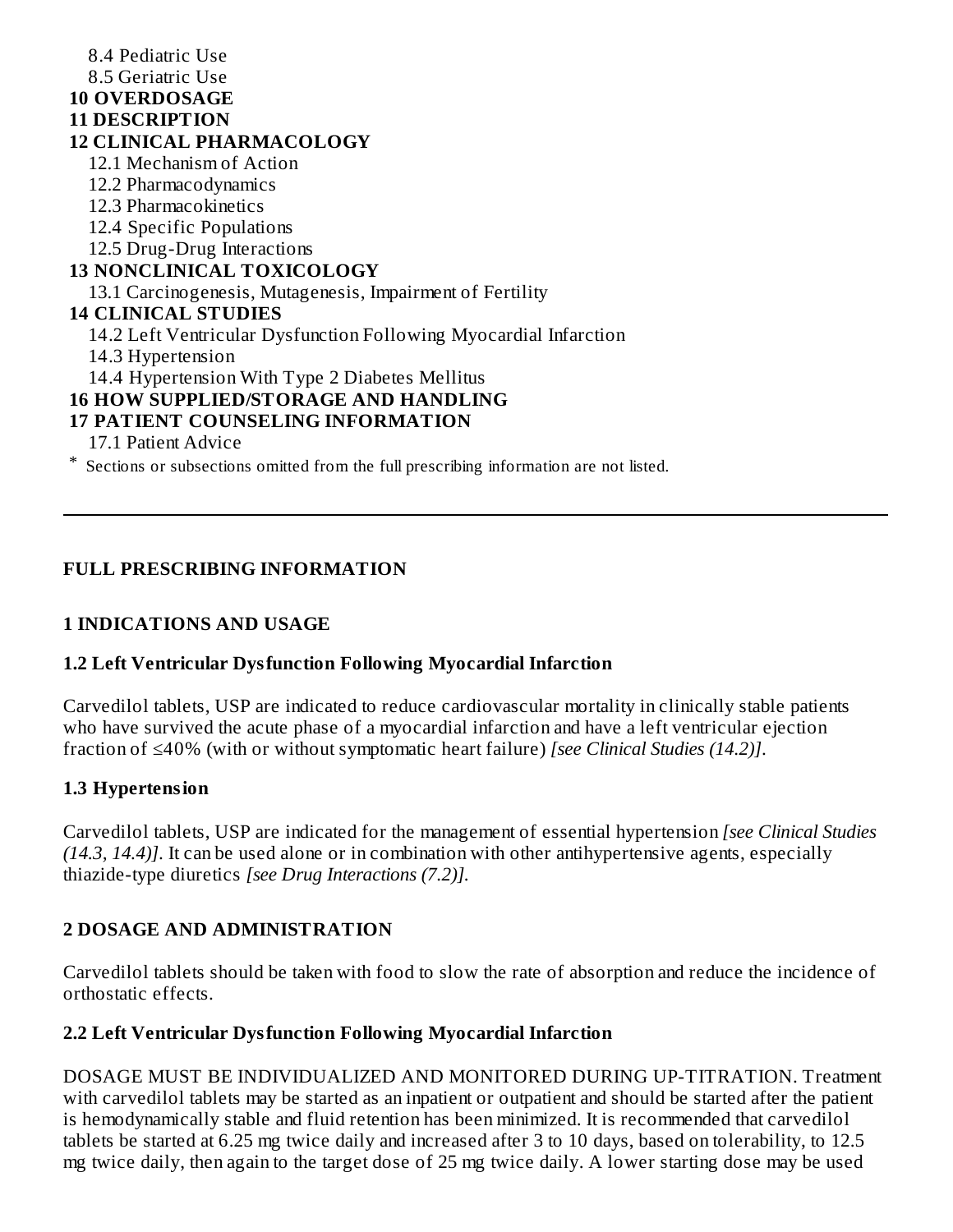8.4 Pediatric Use
8.5 Geriatric Use

**10 OVERDOSAGE**

**11 DESCRIPTION**

**12 CLINICAL PHARMACOLOGY**

12.1 Mechanism of Action
12.2 Pharmacodynamics
12.3 Pharmacokinetics
12.4 Specific Populations
12.5 Drug-Drug Interactions

**13 NONCLINICAL TOXICOLOGY**

13.1 Carcinogenesis, Mutagenesis, Impairment of Fertility

**14 CLINICAL STUDIES**

14.2 Left Ventricular Dysfunction Following Myocardial Infarction
14.3 Hypertension
14.4 Hypertension With Type 2 Diabetes Mellitus

**16 HOW SUPPLIED/STORAGE AND HANDLING**

**17 PATIENT COUNSELING INFORMATION**

17.1 Patient Advice

* Sections or subsections omitted from the full prescribing information are not listed.

---

## FULL PRESCRIBING INFORMATION

## 1 INDICATIONS AND USAGE

### 1.2 Left Ventricular Dysfunction Following Myocardial Infarction

Carvedilol tablets, USP are indicated to reduce cardiovascular mortality in clinically stable patients who have survived the acute phase of a myocardial infarction and have a left ventricular ejection fraction of ≤40% (with or without symptomatic heart failure) *[see Clinical Studies (14.2)]*.

### 1.3 Hypertension

Carvedilol tablets, USP are indicated for the management of essential hypertension *[see Clinical Studies (14.3, 14.4)]*. It can be used alone or in combination with other antihypertensive agents, especially thiazide-type diuretics *[see Drug Interactions (7.2)]*.

## 2 DOSAGE AND ADMINISTRATION

Carvedilol tablets should be taken with food to slow the rate of absorption and reduce the incidence of orthostatic effects.

### 2.2 Left Ventricular Dysfunction Following Myocardial Infarction

DOSAGE MUST BE INDIVIDUALIZED AND MONITORED DURING UP-TITRATION. Treatment with carvedilol tablets may be started as an inpatient or outpatient and should be started after the patient is hemodynamically stable and fluid retention has been minimized. It is recommended that carvedilol tablets be started at 6.25 mg twice daily and increased after 3 to 10 days, based on tolerability, to 12.5 mg twice daily, then again to the target dose of 25 mg twice daily. A lower starting dose may be used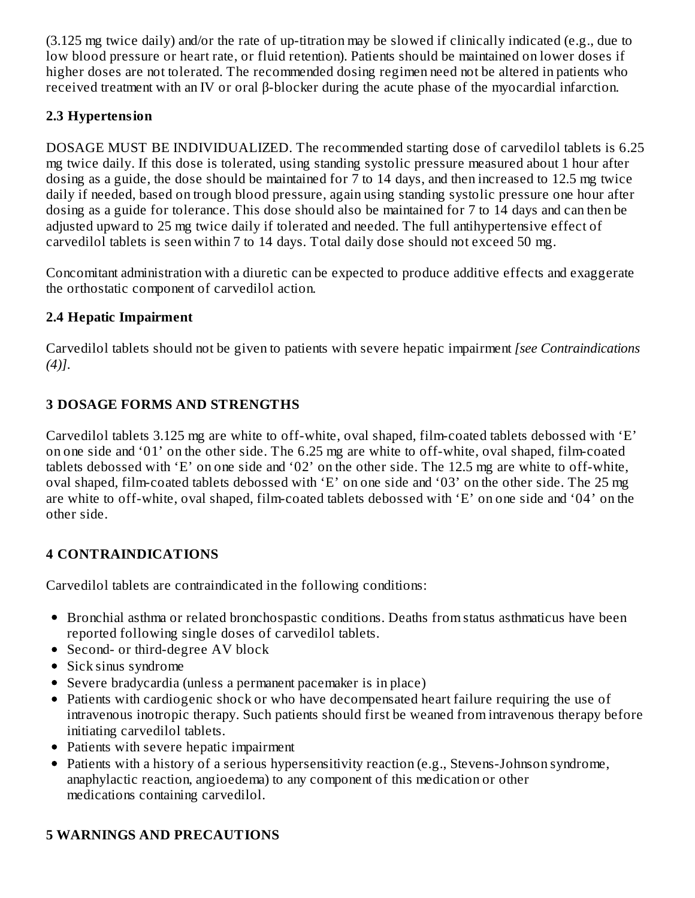(3.125 mg twice daily) and/or the rate of up-titration may be slowed if clinically indicated (e.g., due to low blood pressure or heart rate, or fluid retention). Patients should be maintained on lower doses if higher doses are not tolerated. The recommended dosing regimen need not be altered in patients who received treatment with an IV or oral β-blocker during the acute phase of the myocardial infarction.

### 2.3 Hypertension

DOSAGE MUST BE INDIVIDUALIZED. The recommended starting dose of carvedilol tablets is 6.25 mg twice daily. If this dose is tolerated, using standing systolic pressure measured about 1 hour after dosing as a guide, the dose should be maintained for 7 to 14 days, and then increased to 12.5 mg twice daily if needed, based on trough blood pressure, again using standing systolic pressure one hour after dosing as a guide for tolerance. This dose should also be maintained for 7 to 14 days and can then be adjusted upward to 25 mg twice daily if tolerated and needed. The full antihypertensive effect of carvedilol tablets is seen within 7 to 14 days. Total daily dose should not exceed 50 mg.

Concomitant administration with a diuretic can be expected to produce additive effects and exaggerate the orthostatic component of carvedilol action.

### 2.4 Hepatic Impairment

Carvedilol tablets should not be given to patients with severe hepatic impairment *[see Contraindications (4)]*.

## 3 DOSAGE FORMS AND STRENGTHS

Carvedilol tablets 3.125 mg are white to off-white, oval shaped, film-coated tablets debossed with 'E' on one side and '01' on the other side. The 6.25 mg are white to off-white, oval shaped, film-coated tablets debossed with 'E' on one side and '02' on the other side. The 12.5 mg are white to off-white, oval shaped, film-coated tablets debossed with 'E' on one side and '03' on the other side. The 25 mg are white to off-white, oval shaped, film-coated tablets debossed with 'E' on one side and '04' on the other side.

## 4 CONTRAINDICATIONS

Carvedilol tablets are contraindicated in the following conditions:

- Bronchial asthma or related bronchospastic conditions. Deaths from status asthmaticus have been reported following single doses of carvedilol tablets.
- Second- or third-degree AV block
- Sick sinus syndrome
- Severe bradycardia (unless a permanent pacemaker is in place)
- Patients with cardiogenic shock or who have decompensated heart failure requiring the use of intravenous inotropic therapy. Such patients should first be weaned from intravenous therapy before initiating carvedilol tablets.
- Patients with severe hepatic impairment
- Patients with a history of a serious hypersensitivity reaction (e.g., Stevens-Johnson syndrome, anaphylactic reaction, angioedema) to any component of this medication or other medications containing carvedilol.

## 5 WARNINGS AND PRECAUTIONS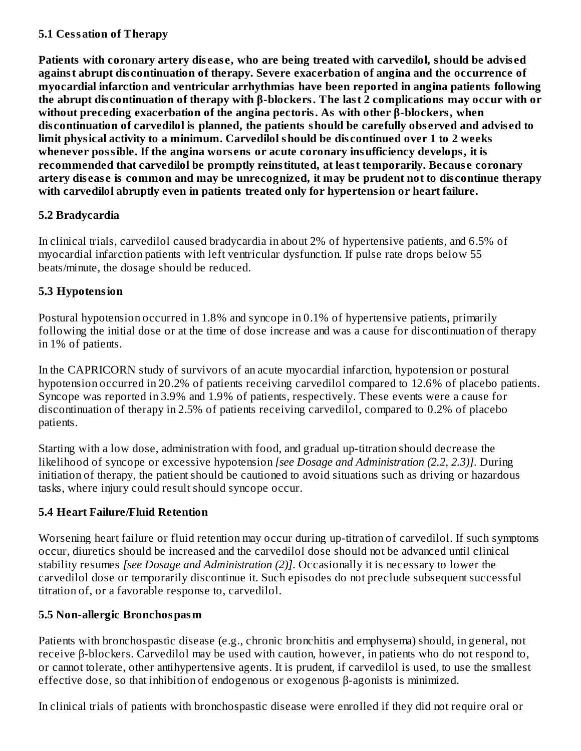### 5.1 Cessation of Therapy

**Patients with coronary artery disease, who are being treated with carvedilol, should be advised against abrupt discontinuation of therapy. Severe exacerbation of angina and the occurrence of myocardial infarction and ventricular arrhythmias have been reported in angina patients following the abrupt discontinuation of therapy with β-blockers. The last 2 complications may occur with or without preceding exacerbation of the angina pectoris. As with other β-blockers, when discontinuation of carvedilol is planned, the patients should be carefully observed and advised to limit physical activity to a minimum. Carvedilol should be discontinued over 1 to 2 weeks whenever possible. If the angina worsens or acute coronary insufficiency develops, it is recommended that carvedilol be promptly reinstituted, at least temporarily. Because coronary artery disease is common and may be unrecognized, it may be prudent not to discontinue therapy with carvedilol abruptly even in patients treated only for hypertension or heart failure.**

### 5.2 Bradycardia

In clinical trials, carvedilol caused bradycardia in about 2% of hypertensive patients, and 6.5% of myocardial infarction patients with left ventricular dysfunction. If pulse rate drops below 55 beats/minute, the dosage should be reduced.

### 5.3 Hypotension

Postural hypotension occurred in 1.8% and syncope in 0.1% of hypertensive patients, primarily following the initial dose or at the time of dose increase and was a cause for discontinuation of therapy in 1% of patients.

In the CAPRICORN study of survivors of an acute myocardial infarction, hypotension or postural hypotension occurred in 20.2% of patients receiving carvedilol compared to 12.6% of placebo patients. Syncope was reported in 3.9% and 1.9% of patients, respectively. These events were a cause for discontinuation of therapy in 2.5% of patients receiving carvedilol, compared to 0.2% of placebo patients.

Starting with a low dose, administration with food, and gradual up-titration should decrease the likelihood of syncope or excessive hypotension *[see Dosage and Administration (2.2, 2.3)]*. During initiation of therapy, the patient should be cautioned to avoid situations such as driving or hazardous tasks, where injury could result should syncope occur.

### 5.4 Heart Failure/Fluid Retention

Worsening heart failure or fluid retention may occur during up-titration of carvedilol. If such symptoms occur, diuretics should be increased and the carvedilol dose should not be advanced until clinical stability resumes *[see Dosage and Administration (2)]*. Occasionally it is necessary to lower the carvedilol dose or temporarily discontinue it. Such episodes do not preclude subsequent successful titration of, or a favorable response to, carvedilol.

### 5.5 Non-allergic Bronchospasm

Patients with bronchospastic disease (e.g., chronic bronchitis and emphysema) should, in general, not receive β-blockers. Carvedilol may be used with caution, however, in patients who do not respond to, or cannot tolerate, other antihypertensive agents. It is prudent, if carvedilol is used, to use the smallest effective dose, so that inhibition of endogenous or exogenous β-agonists is minimized.

In clinical trials of patients with bronchospastic disease were enrolled if they did not require oral or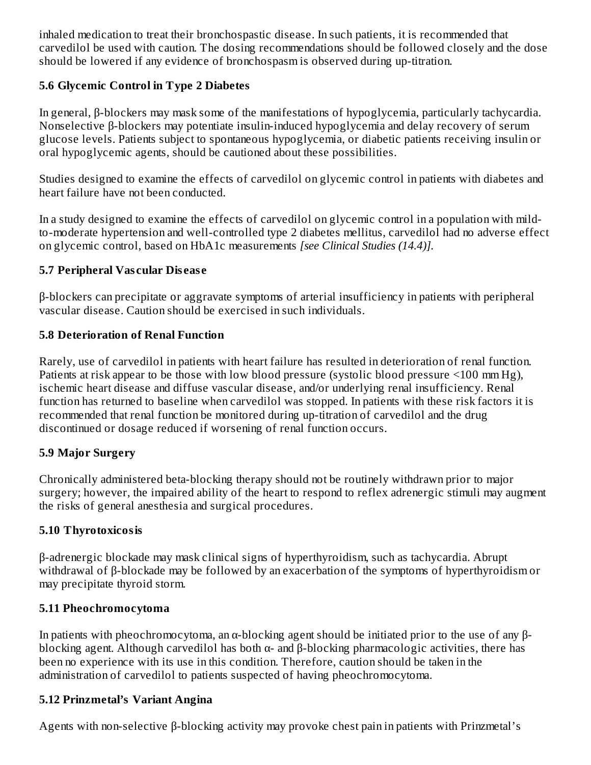inhaled medication to treat their bronchospastic disease. In such patients, it is recommended that carvedilol be used with caution. The dosing recommendations should be followed closely and the dose should be lowered if any evidence of bronchospasm is observed during up-titration.

### 5.6 Glycemic Control in Type 2 Diabetes

In general, β-blockers may mask some of the manifestations of hypoglycemia, particularly tachycardia. Nonselective β-blockers may potentiate insulin-induced hypoglycemia and delay recovery of serum glucose levels. Patients subject to spontaneous hypoglycemia, or diabetic patients receiving insulin or oral hypoglycemic agents, should be cautioned about these possibilities.

Studies designed to examine the effects of carvedilol on glycemic control in patients with diabetes and heart failure have not been conducted.

In a study designed to examine the effects of carvedilol on glycemic control in a population with mild-to-moderate hypertension and well-controlled type 2 diabetes mellitus, carvedilol had no adverse effect on glycemic control, based on HbA1c measurements *[see Clinical Studies (14.4)]*.

### 5.7 Peripheral Vascular Disease

β-blockers can precipitate or aggravate symptoms of arterial insufficiency in patients with peripheral vascular disease. Caution should be exercised in such individuals.

### 5.8 Deterioration of Renal Function

Rarely, use of carvedilol in patients with heart failure has resulted in deterioration of renal function. Patients at risk appear to be those with low blood pressure (systolic blood pressure <100 mm Hg), ischemic heart disease and diffuse vascular disease, and/or underlying renal insufficiency. Renal function has returned to baseline when carvedilol was stopped. In patients with these risk factors it is recommended that renal function be monitored during up-titration of carvedilol and the drug discontinued or dosage reduced if worsening of renal function occurs.

### 5.9 Major Surgery

Chronically administered beta-blocking therapy should not be routinely withdrawn prior to major surgery; however, the impaired ability of the heart to respond to reflex adrenergic stimuli may augment the risks of general anesthesia and surgical procedures.

### 5.10 Thyrotoxicosis

β-adrenergic blockade may mask clinical signs of hyperthyroidism, such as tachycardia. Abrupt withdrawal of β-blockade may be followed by an exacerbation of the symptoms of hyperthyroidism or may precipitate thyroid storm.

### 5.11 Pheochromocytoma

In patients with pheochromocytoma, an α-blocking agent should be initiated prior to the use of any β-blocking agent. Although carvedilol has both α- and β-blocking pharmacologic activities, there has been no experience with its use in this condition. Therefore, caution should be taken in the administration of carvedilol to patients suspected of having pheochromocytoma.

### 5.12 Prinzmetal's Variant Angina

Agents with non-selective β-blocking activity may provoke chest pain in patients with Prinzmetal's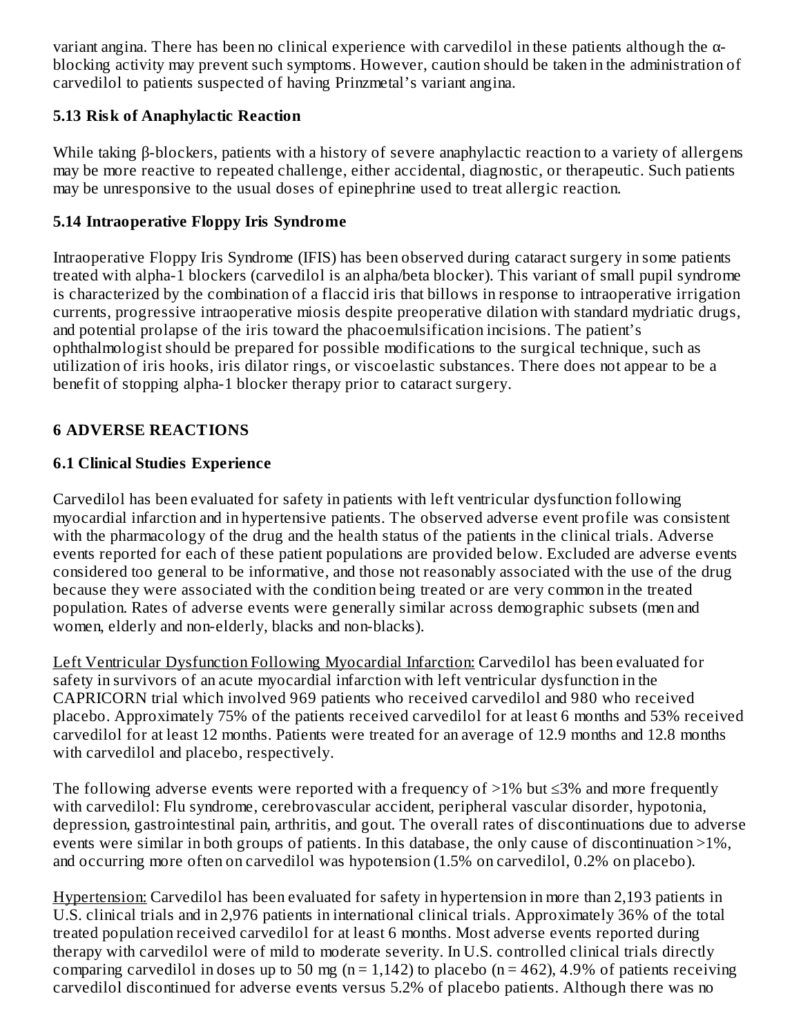variant angina. There has been no clinical experience with carvedilol in these patients although the α-blocking activity may prevent such symptoms. However, caution should be taken in the administration of carvedilol to patients suspected of having Prinzmetal's variant angina.

### 5.13 Risk of Anaphylactic Reaction

While taking β-blockers, patients with a history of severe anaphylactic reaction to a variety of allergens may be more reactive to repeated challenge, either accidental, diagnostic, or therapeutic. Such patients may be unresponsive to the usual doses of epinephrine used to treat allergic reaction.

### 5.14 Intraoperative Floppy Iris Syndrome

Intraoperative Floppy Iris Syndrome (IFIS) has been observed during cataract surgery in some patients treated with alpha-1 blockers (carvedilol is an alpha/beta blocker). This variant of small pupil syndrome is characterized by the combination of a flaccid iris that billows in response to intraoperative irrigation currents, progressive intraoperative miosis despite preoperative dilation with standard mydriatic drugs, and potential prolapse of the iris toward the phacoemulsification incisions. The patient's ophthalmologist should be prepared for possible modifications to the surgical technique, such as utilization of iris hooks, iris dilator rings, or viscoelastic substances. There does not appear to be a benefit of stopping alpha-1 blocker therapy prior to cataract surgery.

## 6 ADVERSE REACTIONS

### 6.1 Clinical Studies Experience

Carvedilol has been evaluated for safety in patients with left ventricular dysfunction following myocardial infarction and in hypertensive patients. The observed adverse event profile was consistent with the pharmacology of the drug and the health status of the patients in the clinical trials. Adverse events reported for each of these patient populations are provided below. Excluded are adverse events considered too general to be informative, and those not reasonably associated with the use of the drug because they were associated with the condition being treated or are very common in the treated population. Rates of adverse events were generally similar across demographic subsets (men and women, elderly and non-elderly, blacks and non-blacks).

Left Ventricular Dysfunction Following Myocardial Infarction: Carvedilol has been evaluated for safety in survivors of an acute myocardial infarction with left ventricular dysfunction in the CAPRICORN trial which involved 969 patients who received carvedilol and 980 who received placebo. Approximately 75% of the patients received carvedilol for at least 6 months and 53% received carvedilol for at least 12 months. Patients were treated for an average of 12.9 months and 12.8 months with carvedilol and placebo, respectively.

The following adverse events were reported with a frequency of >1% but ≤3% and more frequently with carvedilol: Flu syndrome, cerebrovascular accident, peripheral vascular disorder, hypotonia, depression, gastrointestinal pain, arthritis, and gout. The overall rates of discontinuations due to adverse events were similar in both groups of patients. In this database, the only cause of discontinuation >1%, and occurring more often on carvedilol was hypotension (1.5% on carvedilol, 0.2% on placebo).

Hypertension: Carvedilol has been evaluated for safety in hypertension in more than 2,193 patients in U.S. clinical trials and in 2,976 patients in international clinical trials. Approximately 36% of the total treated population received carvedilol for at least 6 months. Most adverse events reported during therapy with carvedilol were of mild to moderate severity. In U.S. controlled clinical trials directly comparing carvedilol in doses up to 50 mg (n = 1,142) to placebo (n = 462), 4.9% of patients receiving carvedilol discontinued for adverse events versus 5.2% of placebo patients. Although there was no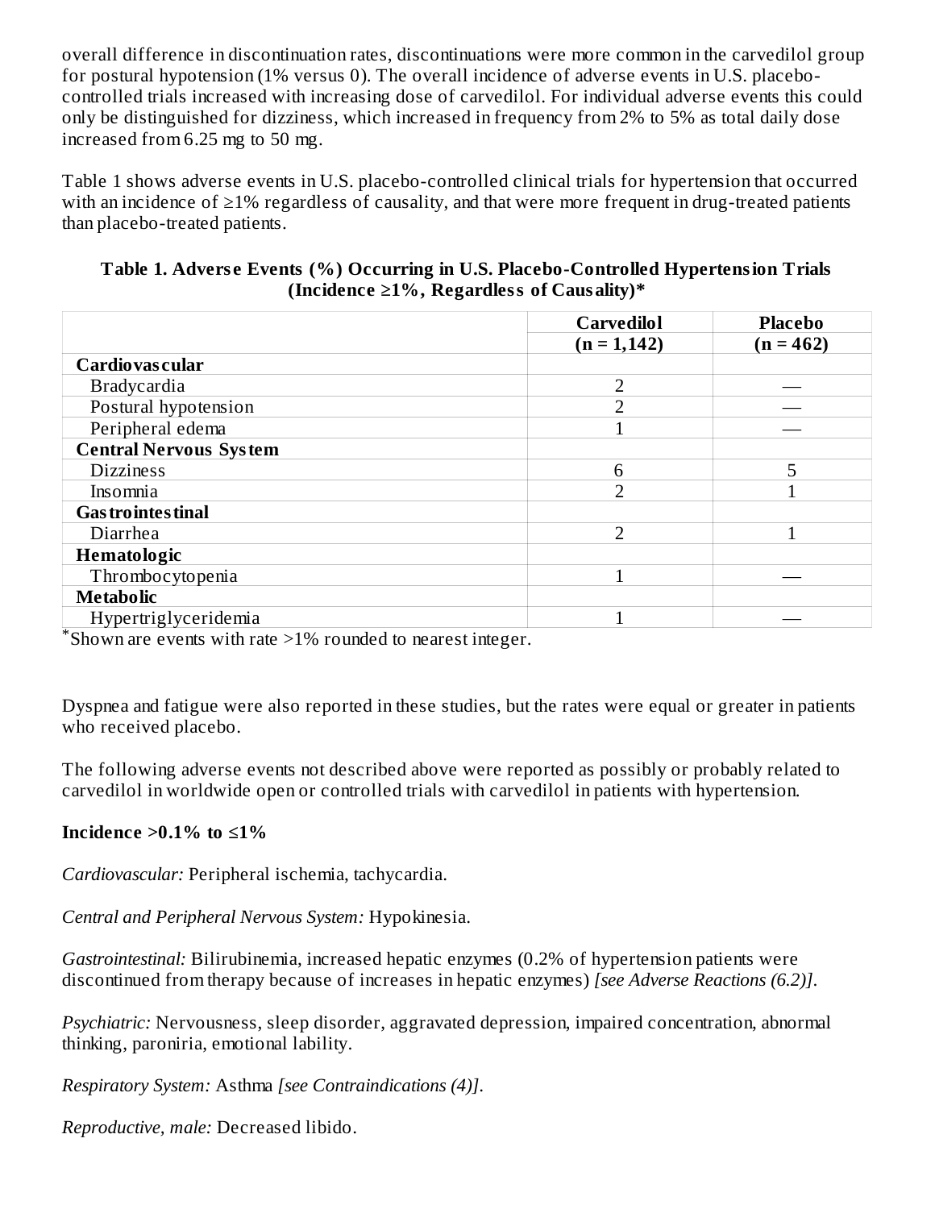overall difference in discontinuation rates, discontinuations were more common in the carvedilol group for postural hypotension (1% versus 0). The overall incidence of adverse events in U.S. placebo-controlled trials increased with increasing dose of carvedilol. For individual adverse events this could only be distinguished for dizziness, which increased in frequency from 2% to 5% as total daily dose increased from 6.25 mg to 50 mg.

Table 1 shows adverse events in U.S. placebo-controlled clinical trials for hypertension that occurred with an incidence of ≥1% regardless of causality, and that were more frequent in drug-treated patients than placebo-treated patients.

**Table 1. Adverse Events (%) Occurring in U.S. Placebo-Controlled Hypertension Trials (Incidence ≥1%, Regardless of Causality)***

| | Carvedilol (n = 1,142) | Placebo (n = 462) |
|---|---|---|
| **Cardiovascular** | | |
| Bradycardia | 2 | — |
| Postural hypotension | 2 | — |
| Peripheral edema | 1 | — |
| **Central Nervous System** | | |
| Dizziness | 6 | 5 |
| Insomnia | 2 | 1 |
| **Gastrointestinal** | | |
| Diarrhea | 2 | 1 |
| **Hematologic** | | |
| Thrombocytopenia | 1 | — |
| **Metabolic** | | |
| Hypertriglyceridemia | 1 | — |

*Shown are events with rate >1% rounded to nearest integer.

Dyspnea and fatigue were also reported in these studies, but the rates were equal or greater in patients who received placebo.

The following adverse events not described above were reported as possibly or probably related to carvedilol in worldwide open or controlled trials with carvedilol in patients with hypertension.

**Incidence >0.1% to ≤1%**

*Cardiovascular:* Peripheral ischemia, tachycardia.

*Central and Peripheral Nervous System:* Hypokinesia.

*Gastrointestinal:* Bilirubinemia, increased hepatic enzymes (0.2% of hypertension patients were discontinued from therapy because of increases in hepatic enzymes) *[see Adverse Reactions (6.2)]*.

*Psychiatric:* Nervousness, sleep disorder, aggravated depression, impaired concentration, abnormal thinking, paroniria, emotional lability.

*Respiratory System:* Asthma *[see Contraindications (4)]*.

*Reproductive, male:* Decreased libido.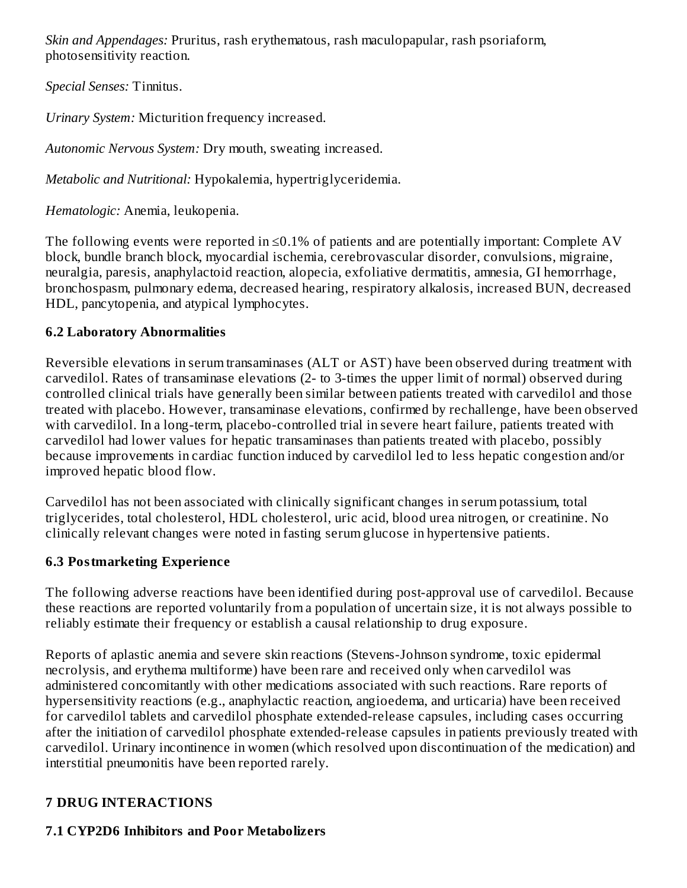*Skin and Appendages:* Pruritus, rash erythematous, rash maculopapular, rash psoriaform, photosensitivity reaction.

*Special Senses:* Tinnitus.

*Urinary System:* Micturition frequency increased.

*Autonomic Nervous System:* Dry mouth, sweating increased.

*Metabolic and Nutritional:* Hypokalemia, hypertriglyceridemia.

*Hematologic:* Anemia, leukopenia.

The following events were reported in ≤0.1% of patients and are potentially important: Complete AV block, bundle branch block, myocardial ischemia, cerebrovascular disorder, convulsions, migraine, neuralgia, paresis, anaphylactoid reaction, alopecia, exfoliative dermatitis, amnesia, GI hemorrhage, bronchospasm, pulmonary edema, decreased hearing, respiratory alkalosis, increased BUN, decreased HDL, pancytopenia, and atypical lymphocytes.

### 6.2 Laboratory Abnormalities

Reversible elevations in serum transaminases (ALT or AST) have been observed during treatment with carvedilol. Rates of transaminase elevations (2- to 3-times the upper limit of normal) observed during controlled clinical trials have generally been similar between patients treated with carvedilol and those treated with placebo. However, transaminase elevations, confirmed by rechallenge, have been observed with carvedilol. In a long-term, placebo-controlled trial in severe heart failure, patients treated with carvedilol had lower values for hepatic transaminases than patients treated with placebo, possibly because improvements in cardiac function induced by carvedilol led to less hepatic congestion and/or improved hepatic blood flow.

Carvedilol has not been associated with clinically significant changes in serum potassium, total triglycerides, total cholesterol, HDL cholesterol, uric acid, blood urea nitrogen, or creatinine. No clinically relevant changes were noted in fasting serum glucose in hypertensive patients.

### 6.3 Postmarketing Experience

The following adverse reactions have been identified during post-approval use of carvedilol. Because these reactions are reported voluntarily from a population of uncertain size, it is not always possible to reliably estimate their frequency or establish a causal relationship to drug exposure.

Reports of aplastic anemia and severe skin reactions (Stevens-Johnson syndrome, toxic epidermal necrolysis, and erythema multiforme) have been rare and received only when carvedilol was administered concomitantly with other medications associated with such reactions. Rare reports of hypersensitivity reactions (e.g., anaphylactic reaction, angioedema, and urticaria) have been received for carvedilol tablets and carvedilol phosphate extended-release capsules, including cases occurring after the initiation of carvedilol phosphate extended-release capsules in patients previously treated with carvedilol. Urinary incontinence in women (which resolved upon discontinuation of the medication) and interstitial pneumonitis have been reported rarely.

## 7 DRUG INTERACTIONS

### 7.1 CYP2D6 Inhibitors and Poor Metabolizers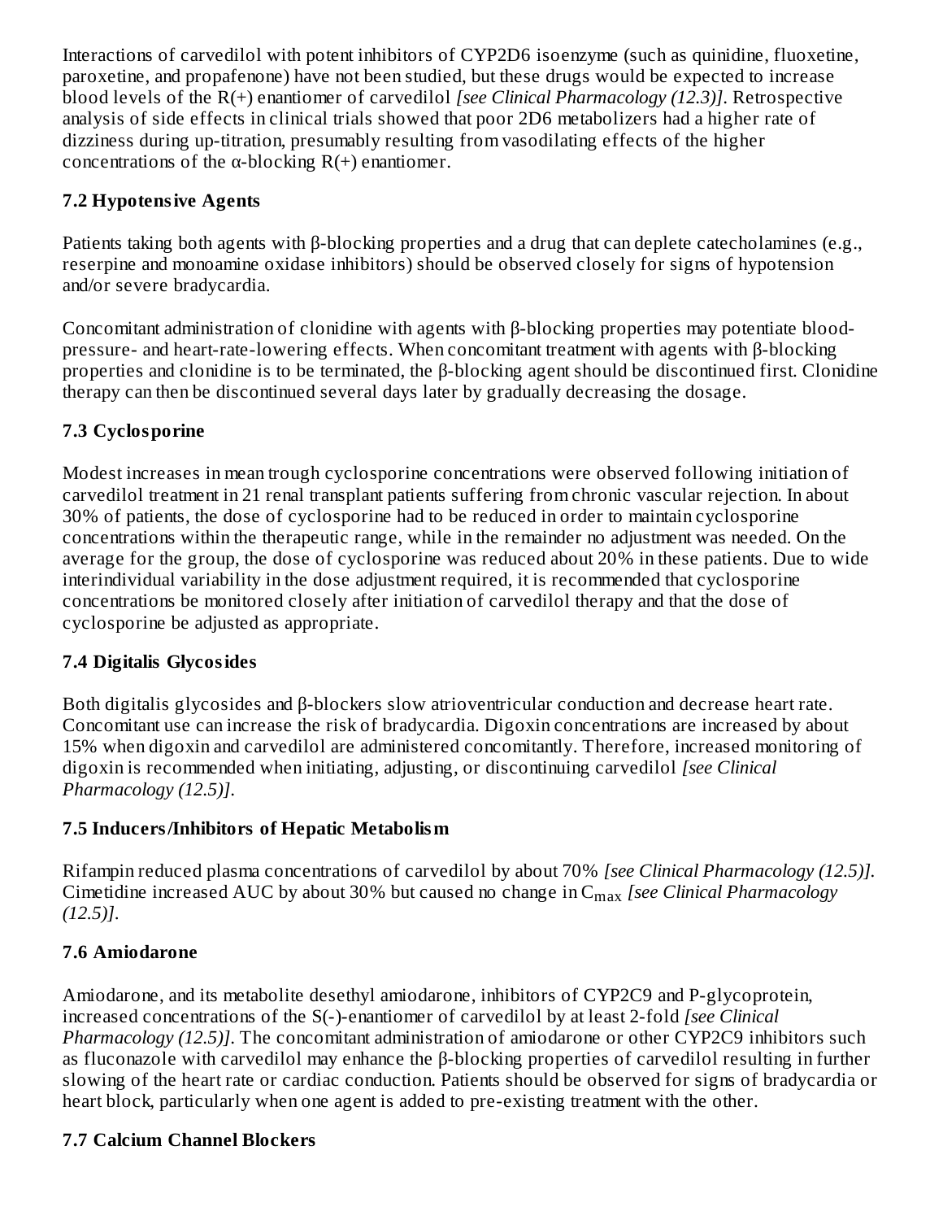Interactions of carvedilol with potent inhibitors of CYP2D6 isoenzyme (such as quinidine, fluoxetine, paroxetine, and propafenone) have not been studied, but these drugs would be expected to increase blood levels of the R(+) enantiomer of carvedilol *[see Clinical Pharmacology (12.3)]*. Retrospective analysis of side effects in clinical trials showed that poor 2D6 metabolizers had a higher rate of dizziness during up-titration, presumably resulting from vasodilating effects of the higher concentrations of the α-blocking R(+) enantiomer.

### 7.2 Hypotensive Agents

Patients taking both agents with β-blocking properties and a drug that can deplete catecholamines (e.g., reserpine and monoamine oxidase inhibitors) should be observed closely for signs of hypotension and/or severe bradycardia.

Concomitant administration of clonidine with agents with β-blocking properties may potentiate blood-pressure- and heart-rate-lowering effects. When concomitant treatment with agents with β-blocking properties and clonidine is to be terminated, the β-blocking agent should be discontinued first. Clonidine therapy can then be discontinued several days later by gradually decreasing the dosage.

### 7.3 Cyclosporine

Modest increases in mean trough cyclosporine concentrations were observed following initiation of carvedilol treatment in 21 renal transplant patients suffering from chronic vascular rejection. In about 30% of patients, the dose of cyclosporine had to be reduced in order to maintain cyclosporine concentrations within the therapeutic range, while in the remainder no adjustment was needed. On the average for the group, the dose of cyclosporine was reduced about 20% in these patients. Due to wide interindividual variability in the dose adjustment required, it is recommended that cyclosporine concentrations be monitored closely after initiation of carvedilol therapy and that the dose of cyclosporine be adjusted as appropriate.

### 7.4 Digitalis Glycosides

Both digitalis glycosides and β-blockers slow atrioventricular conduction and decrease heart rate. Concomitant use can increase the risk of bradycardia. Digoxin concentrations are increased by about 15% when digoxin and carvedilol are administered concomitantly. Therefore, increased monitoring of digoxin is recommended when initiating, adjusting, or discontinuing carvedilol *[see Clinical Pharmacology (12.5)]*.

### 7.5 Inducers/Inhibitors of Hepatic Metabolism

Rifampin reduced plasma concentrations of carvedilol by about 70% *[see Clinical Pharmacology (12.5)]*. Cimetidine increased AUC by about 30% but caused no change in $C_{max}$ *[see Clinical Pharmacology (12.5)]*.

### 7.6 Amiodarone

Amiodarone, and its metabolite desethyl amiodarone, inhibitors of CYP2C9 and P-glycoprotein, increased concentrations of the S(-)-enantiomer of carvedilol by at least 2-fold *[see Clinical Pharmacology (12.5)]*. The concomitant administration of amiodarone or other CYP2C9 inhibitors such as fluconazole with carvedilol may enhance the β-blocking properties of carvedilol resulting in further slowing of the heart rate or cardiac conduction. Patients should be observed for signs of bradycardia or heart block, particularly when one agent is added to pre-existing treatment with the other.

### 7.7 Calcium Channel Blockers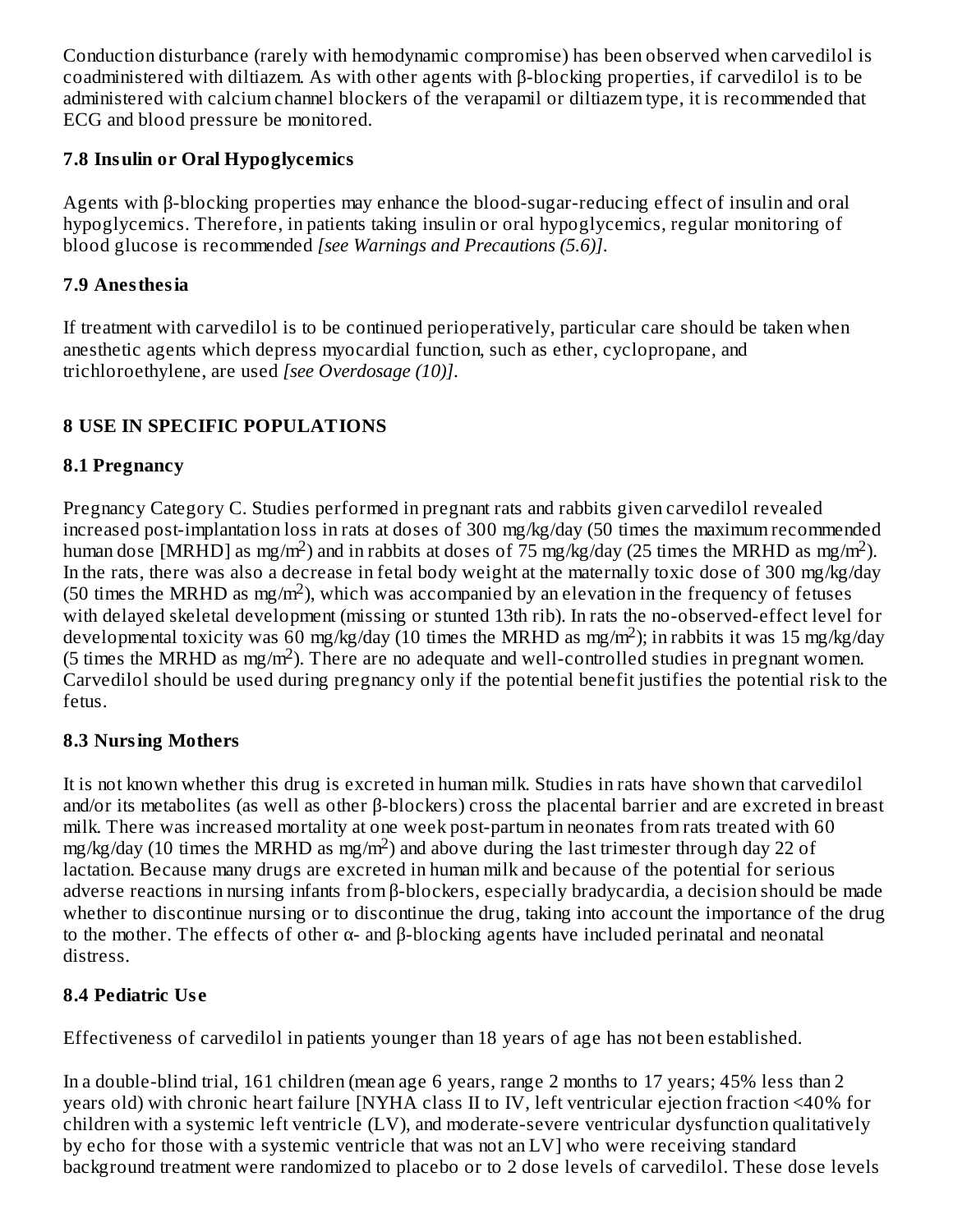Conduction disturbance (rarely with hemodynamic compromise) has been observed when carvedilol is coadministered with diltiazem. As with other agents with β-blocking properties, if carvedilol is to be administered with calcium channel blockers of the verapamil or diltiazem type, it is recommended that ECG and blood pressure be monitored.

### 7.8 Insulin or Oral Hypoglycemics

Agents with β-blocking properties may enhance the blood-sugar-reducing effect of insulin and oral hypoglycemics. Therefore, in patients taking insulin or oral hypoglycemics, regular monitoring of blood glucose is recommended *[see Warnings and Precautions (5.6)]*.

### 7.9 Anesthesia

If treatment with carvedilol is to be continued perioperatively, particular care should be taken when anesthetic agents which depress myocardial function, such as ether, cyclopropane, and trichloroethylene, are used *[see Overdosage (10)]*.

## 8 USE IN SPECIFIC POPULATIONS

### 8.1 Pregnancy

Pregnancy Category C. Studies performed in pregnant rats and rabbits given carvedilol revealed increased post-implantation loss in rats at doses of 300 mg/kg/day (50 times the maximum recommended human dose [MRHD] as mg/m$^2$) and in rabbits at doses of 75 mg/kg/day (25 times the MRHD as mg/m$^2$). In the rats, there was also a decrease in fetal body weight at the maternally toxic dose of 300 mg/kg/day (50 times the MRHD as mg/m$^2$), which was accompanied by an elevation in the frequency of fetuses with delayed skeletal development (missing or stunted 13th rib). In rats the no-observed-effect level for developmental toxicity was 60 mg/kg/day (10 times the MRHD as mg/m$^2$); in rabbits it was 15 mg/kg/day (5 times the MRHD as mg/m$^2$). There are no adequate and well-controlled studies in pregnant women. Carvedilol should be used during pregnancy only if the potential benefit justifies the potential risk to the fetus.

### 8.3 Nursing Mothers

It is not known whether this drug is excreted in human milk. Studies in rats have shown that carvedilol and/or its metabolites (as well as other β-blockers) cross the placental barrier and are excreted in breast milk. There was increased mortality at one week post-partum in neonates from rats treated with 60 mg/kg/day (10 times the MRHD as mg/m$^2$) and above during the last trimester through day 22 of lactation. Because many drugs are excreted in human milk and because of the potential for serious adverse reactions in nursing infants from β-blockers, especially bradycardia, a decision should be made whether to discontinue nursing or to discontinue the drug, taking into account the importance of the drug to the mother. The effects of other α- and β-blocking agents have included perinatal and neonatal distress.

### 8.4 Pediatric Use

Effectiveness of carvedilol in patients younger than 18 years of age has not been established.

In a double-blind trial, 161 children (mean age 6 years, range 2 months to 17 years; 45% less than 2 years old) with chronic heart failure [NYHA class II to IV, left ventricular ejection fraction <40% for children with a systemic left ventricle (LV), and moderate-severe ventricular dysfunction qualitatively by echo for those with a systemic ventricle that was not an LV] who were receiving standard background treatment were randomized to placebo or to 2 dose levels of carvedilol. These dose levels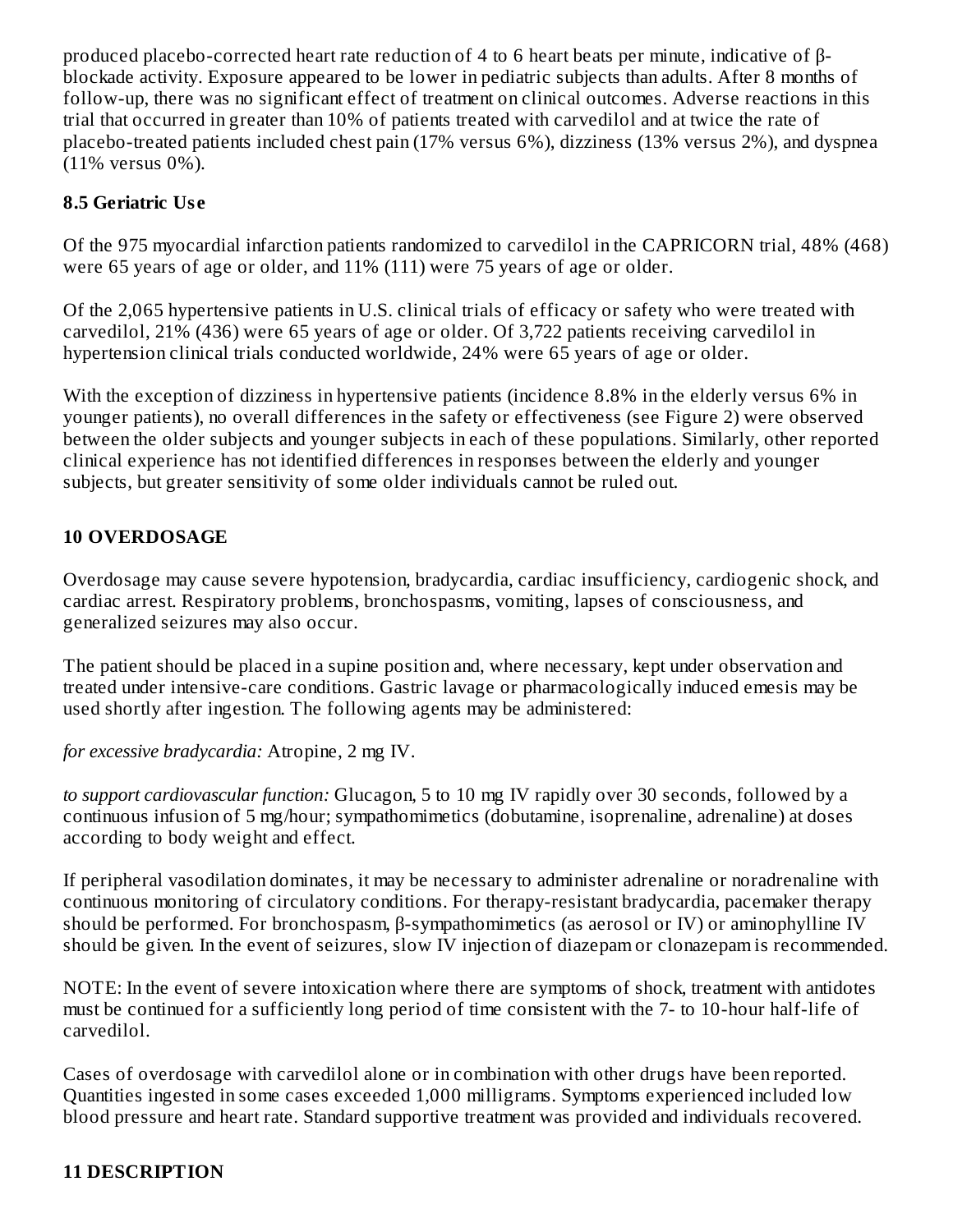produced placebo-corrected heart rate reduction of 4 to 6 heart beats per minute, indicative of β-blockade activity. Exposure appeared to be lower in pediatric subjects than adults. After 8 months of follow-up, there was no significant effect of treatment on clinical outcomes. Adverse reactions in this trial that occurred in greater than 10% of patients treated with carvedilol and at twice the rate of placebo-treated patients included chest pain (17% versus 6%), dizziness (13% versus 2%), and dyspnea (11% versus 0%).

### 8.5 Geriatric Use

Of the 975 myocardial infarction patients randomized to carvedilol in the CAPRICORN trial, 48% (468) were 65 years of age or older, and 11% (111) were 75 years of age or older.

Of the 2,065 hypertensive patients in U.S. clinical trials of efficacy or safety who were treated with carvedilol, 21% (436) were 65 years of age or older. Of 3,722 patients receiving carvedilol in hypertension clinical trials conducted worldwide, 24% were 65 years of age or older.

With the exception of dizziness in hypertensive patients (incidence 8.8% in the elderly versus 6% in younger patients), no overall differences in the safety or effectiveness (see Figure 2) were observed between the older subjects and younger subjects in each of these populations. Similarly, other reported clinical experience has not identified differences in responses between the elderly and younger subjects, but greater sensitivity of some older individuals cannot be ruled out.

## 10 OVERDOSAGE

Overdosage may cause severe hypotension, bradycardia, cardiac insufficiency, cardiogenic shock, and cardiac arrest. Respiratory problems, bronchospasms, vomiting, lapses of consciousness, and generalized seizures may also occur.

The patient should be placed in a supine position and, where necessary, kept under observation and treated under intensive-care conditions. Gastric lavage or pharmacologically induced emesis may be used shortly after ingestion. The following agents may be administered:

*for excessive bradycardia:* Atropine, 2 mg IV.

*to support cardiovascular function:* Glucagon, 5 to 10 mg IV rapidly over 30 seconds, followed by a continuous infusion of 5 mg/hour; sympathomimetics (dobutamine, isoprenaline, adrenaline) at doses according to body weight and effect.

If peripheral vasodilation dominates, it may be necessary to administer adrenaline or noradrenaline with continuous monitoring of circulatory conditions. For therapy-resistant bradycardia, pacemaker therapy should be performed. For bronchospasm, β-sympathomimetics (as aerosol or IV) or aminophylline IV should be given. In the event of seizures, slow IV injection of diazepam or clonazepam is recommended.

NOTE: In the event of severe intoxication where there are symptoms of shock, treatment with antidotes must be continued for a sufficiently long period of time consistent with the 7- to 10-hour half-life of carvedilol.

Cases of overdosage with carvedilol alone or in combination with other drugs have been reported. Quantities ingested in some cases exceeded 1,000 milligrams. Symptoms experienced included low blood pressure and heart rate. Standard supportive treatment was provided and individuals recovered.

## 11 DESCRIPTION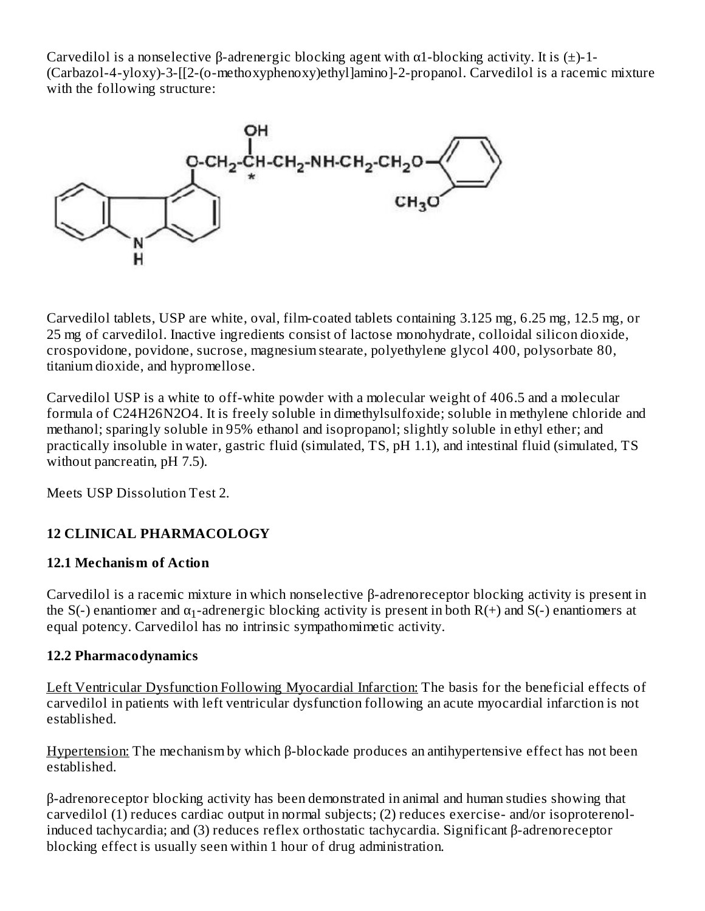Carvedilol is a nonselective β-adrenergic blocking agent with α1-blocking activity. It is (±)-1-(Carbazol-4-yloxy)-3-[[2-(o-methoxyphenoxy)ethyl]amino]-2-propanol. Carvedilol is a racemic mixture with the following structure:

Carvedilol tablets, USP are white, oval, film-coated tablets containing 3.125 mg, 6.25 mg, 12.5 mg, or 25 mg of carvedilol. Inactive ingredients consist of lactose monohydrate, colloidal silicon dioxide, crospovidone, povidone, sucrose, magnesium stearate, polyethylene glycol 400, polysorbate 80, titanium dioxide, and hypromellose.

Carvedilol USP is a white to off-white powder with a molecular weight of 406.5 and a molecular formula of $C_{24}H_{26}N_2O_4$. It is freely soluble in dimethylsulfoxide; soluble in methylene chloride and methanol; sparingly soluble in 95% ethanol and isopropanol; slightly soluble in ethyl ether; and practically insoluble in water, gastric fluid (simulated, TS, pH 1.1), and intestinal fluid (simulated, TS without pancreatin, pH 7.5).

Meets USP Dissolution Test 2.

## 12 CLINICAL PHARMACOLOGY

### 12.1 Mechanism of Action

Carvedilol is a racemic mixture in which nonselective β-adrenoreceptor blocking activity is present in the S(-) enantiomer and $\alpha_1$-adrenergic blocking activity is present in both R(+) and S(-) enantiomers at equal potency. Carvedilol has no intrinsic sympathomimetic activity.

### 12.2 Pharmacodynamics

Left Ventricular Dysfunction Following Myocardial Infarction: The basis for the beneficial effects of carvedilol in patients with left ventricular dysfunction following an acute myocardial infarction is not established.

Hypertension: The mechanism by which β-blockade produces an antihypertensive effect has not been established.

β-adrenoreceptor blocking activity has been demonstrated in animal and human studies showing that carvedilol (1) reduces cardiac output in normal subjects; (2) reduces exercise- and/or isoproterenol-induced tachycardia; and (3) reduces reflex orthostatic tachycardia. Significant β-adrenoreceptor blocking effect is usually seen within 1 hour of drug administration.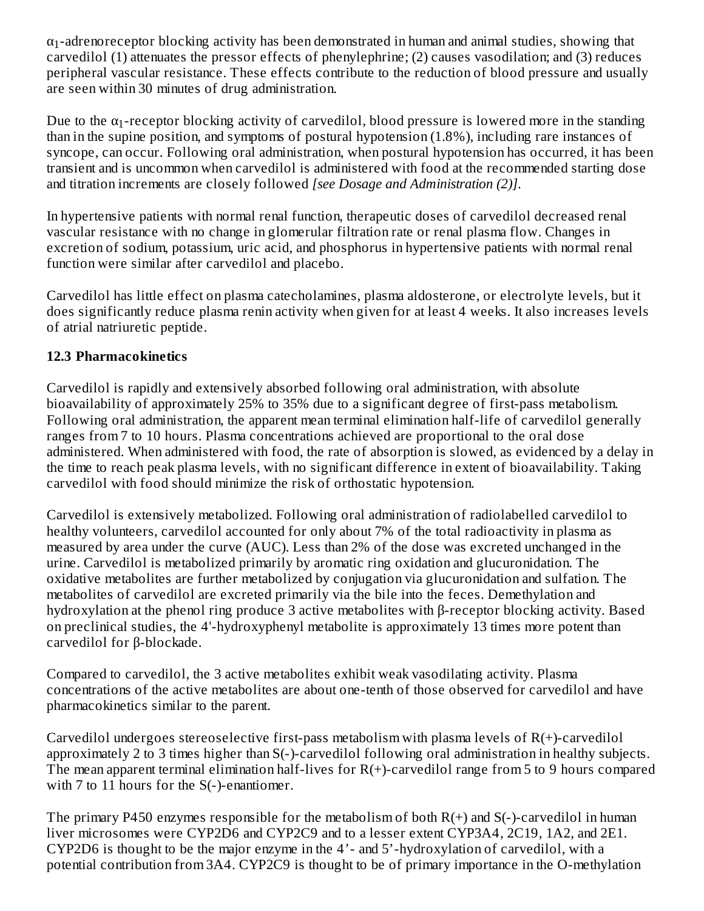$\alpha_1$-adrenoreceptor blocking activity has been demonstrated in human and animal studies, showing that carvedilol (1) attenuates the pressor effects of phenylephrine; (2) causes vasodilation; and (3) reduces peripheral vascular resistance. These effects contribute to the reduction of blood pressure and usually are seen within 30 minutes of drug administration.

Due to the $\alpha_1$-receptor blocking activity of carvedilol, blood pressure is lowered more in the standing than in the supine position, and symptoms of postural hypotension (1.8%), including rare instances of syncope, can occur. Following oral administration, when postural hypotension has occurred, it has been transient and is uncommon when carvedilol is administered with food at the recommended starting dose and titration increments are closely followed *[see Dosage and Administration (2)]*.

In hypertensive patients with normal renal function, therapeutic doses of carvedilol decreased renal vascular resistance with no change in glomerular filtration rate or renal plasma flow. Changes in excretion of sodium, potassium, uric acid, and phosphorus in hypertensive patients with normal renal function were similar after carvedilol and placebo.

Carvedilol has little effect on plasma catecholamines, plasma aldosterone, or electrolyte levels, but it does significantly reduce plasma renin activity when given for at least 4 weeks. It also increases levels of atrial natriuretic peptide.

### 12.3 Pharmacokinetics

Carvedilol is rapidly and extensively absorbed following oral administration, with absolute bioavailability of approximately 25% to 35% due to a significant degree of first-pass metabolism. Following oral administration, the apparent mean terminal elimination half-life of carvedilol generally ranges from 7 to 10 hours. Plasma concentrations achieved are proportional to the oral dose administered. When administered with food, the rate of absorption is slowed, as evidenced by a delay in the time to reach peak plasma levels, with no significant difference in extent of bioavailability. Taking carvedilol with food should minimize the risk of orthostatic hypotension.

Carvedilol is extensively metabolized. Following oral administration of radiolabelled carvedilol to healthy volunteers, carvedilol accounted for only about 7% of the total radioactivity in plasma as measured by area under the curve (AUC). Less than 2% of the dose was excreted unchanged in the urine. Carvedilol is metabolized primarily by aromatic ring oxidation and glucuronidation. The oxidative metabolites are further metabolized by conjugation via glucuronidation and sulfation. The metabolites of carvedilol are excreted primarily via the bile into the feces. Demethylation and hydroxylation at the phenol ring produce 3 active metabolites with β-receptor blocking activity. Based on preclinical studies, the 4'-hydroxyphenyl metabolite is approximately 13 times more potent than carvedilol for β-blockade.

Compared to carvedilol, the 3 active metabolites exhibit weak vasodilating activity. Plasma concentrations of the active metabolites are about one-tenth of those observed for carvedilol and have pharmacokinetics similar to the parent.

Carvedilol undergoes stereoselective first-pass metabolism with plasma levels of R(+)-carvedilol approximately 2 to 3 times higher than S(-)-carvedilol following oral administration in healthy subjects. The mean apparent terminal elimination half-lives for R(+)-carvedilol range from 5 to 9 hours compared with 7 to 11 hours for the S(-)-enantiomer.

The primary P450 enzymes responsible for the metabolism of both R(+) and S(-)-carvedilol in human liver microsomes were CYP2D6 and CYP2C9 and to a lesser extent CYP3A4, 2C19, 1A2, and 2E1. CYP2D6 is thought to be the major enzyme in the 4'- and 5'-hydroxylation of carvedilol, with a potential contribution from 3A4. CYP2C9 is thought to be of primary importance in the O-methylation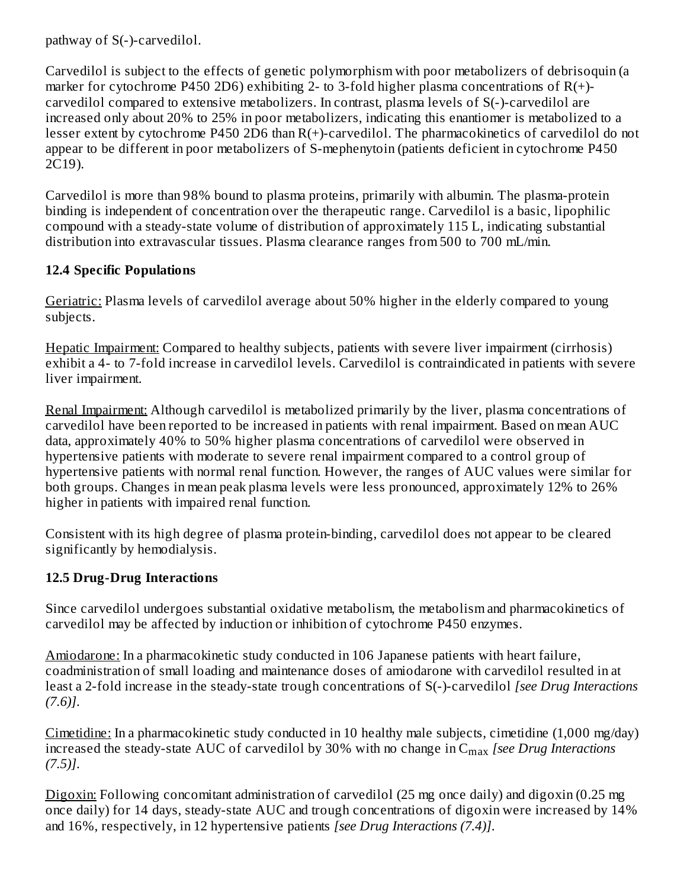pathway of S(-)-carvedilol.

Carvedilol is subject to the effects of genetic polymorphism with poor metabolizers of debrisoquin (a marker for cytochrome P450 2D6) exhibiting 2- to 3-fold higher plasma concentrations of R(+)-carvedilol compared to extensive metabolizers. In contrast, plasma levels of S(-)-carvedilol are increased only about 20% to 25% in poor metabolizers, indicating this enantiomer is metabolized to a lesser extent by cytochrome P450 2D6 than R(+)-carvedilol. The pharmacokinetics of carvedilol do not appear to be different in poor metabolizers of S-mephenytoin (patients deficient in cytochrome P450 2C19).

Carvedilol is more than 98% bound to plasma proteins, primarily with albumin. The plasma-protein binding is independent of concentration over the therapeutic range. Carvedilol is a basic, lipophilic compound with a steady-state volume of distribution of approximately 115 L, indicating substantial distribution into extravascular tissues. Plasma clearance ranges from 500 to 700 mL/min.

### 12.4 Specific Populations

Geriatric: Plasma levels of carvedilol average about 50% higher in the elderly compared to young subjects.

Hepatic Impairment: Compared to healthy subjects, patients with severe liver impairment (cirrhosis) exhibit a 4- to 7-fold increase in carvedilol levels. Carvedilol is contraindicated in patients with severe liver impairment.

Renal Impairment: Although carvedilol is metabolized primarily by the liver, plasma concentrations of carvedilol have been reported to be increased in patients with renal impairment. Based on mean AUC data, approximately 40% to 50% higher plasma concentrations of carvedilol were observed in hypertensive patients with moderate to severe renal impairment compared to a control group of hypertensive patients with normal renal function. However, the ranges of AUC values were similar for both groups. Changes in mean peak plasma levels were less pronounced, approximately 12% to 26% higher in patients with impaired renal function.

Consistent with its high degree of plasma protein-binding, carvedilol does not appear to be cleared significantly by hemodialysis.

### 12.5 Drug-Drug Interactions

Since carvedilol undergoes substantial oxidative metabolism, the metabolism and pharmacokinetics of carvedilol may be affected by induction or inhibition of cytochrome P450 enzymes.

Amiodarone: In a pharmacokinetic study conducted in 106 Japanese patients with heart failure, coadministration of small loading and maintenance doses of amiodarone with carvedilol resulted in at least a 2-fold increase in the steady-state trough concentrations of S(-)-carvedilol *[see Drug Interactions (7.6)]*.

Cimetidine: In a pharmacokinetic study conducted in 10 healthy male subjects, cimetidine (1,000 mg/day) increased the steady-state AUC of carvedilol by 30% with no change in $C_{max}$ *[see Drug Interactions (7.5)]*.

Digoxin: Following concomitant administration of carvedilol (25 mg once daily) and digoxin (0.25 mg once daily) for 14 days, steady-state AUC and trough concentrations of digoxin were increased by 14% and 16%, respectively, in 12 hypertensive patients *[see Drug Interactions (7.4)]*.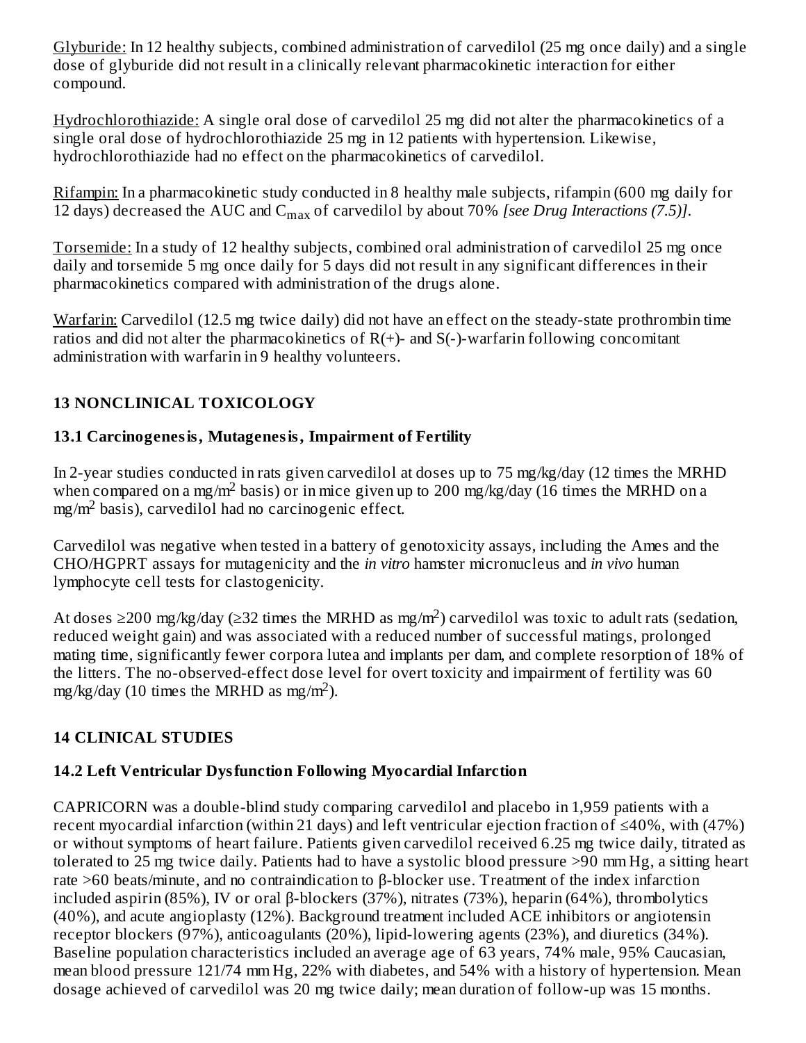Glyburide: In 12 healthy subjects, combined administration of carvedilol (25 mg once daily) and a single dose of glyburide did not result in a clinically relevant pharmacokinetic interaction for either compound.

Hydrochlorothiazide: A single oral dose of carvedilol 25 mg did not alter the pharmacokinetics of a single oral dose of hydrochlorothiazide 25 mg in 12 patients with hypertension. Likewise, hydrochlorothiazide had no effect on the pharmacokinetics of carvedilol.

Rifampin: In a pharmacokinetic study conducted in 8 healthy male subjects, rifampin (600 mg daily for 12 days) decreased the AUC and $C_{max}$ of carvedilol by about 70% *[see Drug Interactions (7.5)]*.

Torsemide: In a study of 12 healthy subjects, combined oral administration of carvedilol 25 mg once daily and torsemide 5 mg once daily for 5 days did not result in any significant differences in their pharmacokinetics compared with administration of the drugs alone.

Warfarin: Carvedilol (12.5 mg twice daily) did not have an effect on the steady-state prothrombin time ratios and did not alter the pharmacokinetics of R(+)- and S(-)-warfarin following concomitant administration with warfarin in 9 healthy volunteers.

## 13 NONCLINICAL TOXICOLOGY

### 13.1 Carcinogenesis, Mutagenesis, Impairment of Fertility

In 2-year studies conducted in rats given carvedilol at doses up to 75 mg/kg/day (12 times the MRHD when compared on a $mg/m^2$ basis) or in mice given up to 200 mg/kg/day (16 times the MRHD on a $mg/m^2$ basis), carvedilol had no carcinogenic effect.

Carvedilol was negative when tested in a battery of genotoxicity assays, including the Ames and the CHO/HGPRT assays for mutagenicity and the *in vitro* hamster micronucleus and *in vivo* human lymphocyte cell tests for clastogenicity.

At doses ≥200 mg/kg/day (≥32 times the MRHD as $mg/m^2$) carvedilol was toxic to adult rats (sedation, reduced weight gain) and was associated with a reduced number of successful matings, prolonged mating time, significantly fewer corpora lutea and implants per dam, and complete resorption of 18% of the litters. The no-observed-effect dose level for overt toxicity and impairment of fertility was 60 mg/kg/day (10 times the MRHD as $mg/m^2$).

## 14 CLINICAL STUDIES

### 14.2 Left Ventricular Dysfunction Following Myocardial Infarction

CAPRICORN was a double-blind study comparing carvedilol and placebo in 1,959 patients with a recent myocardial infarction (within 21 days) and left ventricular ejection fraction of ≤40%, with (47%) or without symptoms of heart failure. Patients given carvedilol received 6.25 mg twice daily, titrated as tolerated to 25 mg twice daily. Patients had to have a systolic blood pressure >90 mm Hg, a sitting heart rate >60 beats/minute, and no contraindication to β-blocker use. Treatment of the index infarction included aspirin (85%), IV or oral β-blockers (37%), nitrates (73%), heparin (64%), thrombolytics (40%), and acute angioplasty (12%). Background treatment included ACE inhibitors or angiotensin receptor blockers (97%), anticoagulants (20%), lipid-lowering agents (23%), and diuretics (34%). Baseline population characteristics included an average age of 63 years, 74% male, 95% Caucasian, mean blood pressure 121/74 mm Hg, 22% with diabetes, and 54% with a history of hypertension. Mean dosage achieved of carvedilol was 20 mg twice daily; mean duration of follow-up was 15 months.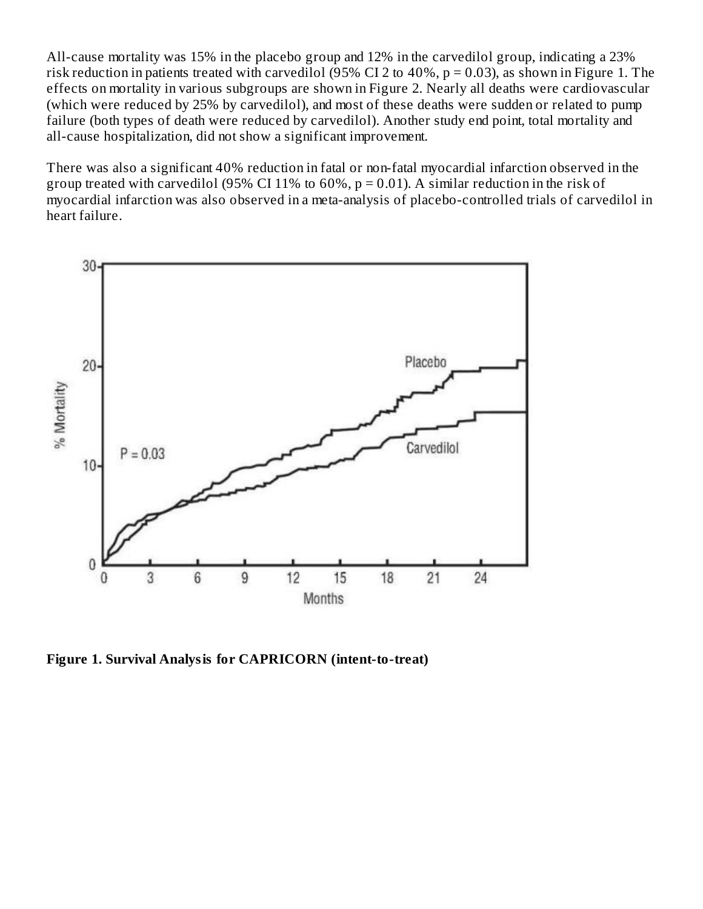All-cause mortality was 15% in the placebo group and 12% in the carvedilol group, indicating a 23% risk reduction in patients treated with carvedilol (95% CI 2 to 40%, $p = 0.03$), as shown in Figure 1. The effects on mortality in various subgroups are shown in Figure 2. Nearly all deaths were cardiovascular (which were reduced by 25% by carvedilol), and most of these deaths were sudden or related to pump failure (both types of death were reduced by carvedilol). Another study end point, total mortality and all-cause hospitalization, did not show a significant improvement.

There was also a significant 40% reduction in fatal or non-fatal myocardial infarction observed in the group treated with carvedilol (95% CI 11% to 60%, $p = 0.01$). A similar reduction in the risk of myocardial infarction was also observed in a meta-analysis of placebo-controlled trials of carvedilol in heart failure.

**Figure 1. Survival Analysis for CAPRICORN (intent-to-treat)**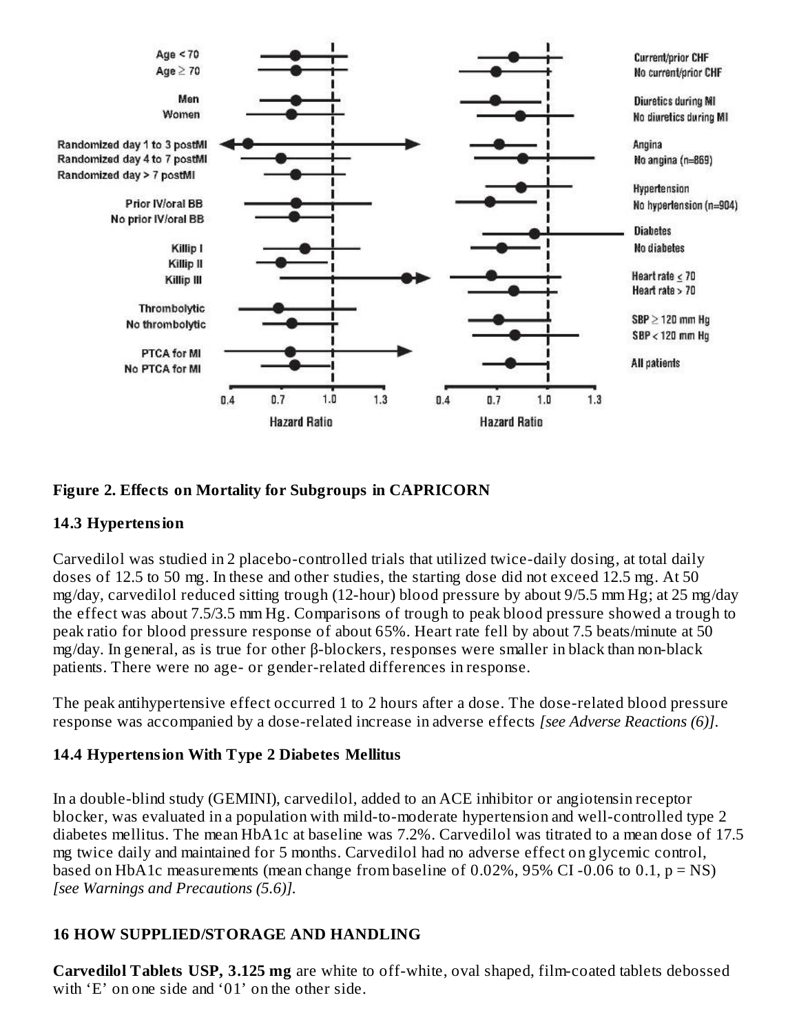**Figure 2. Effects on Mortality for Subgroups in CAPRICORN**

### 14.3 Hypertension

Carvedilol was studied in 2 placebo-controlled trials that utilized twice-daily dosing, at total daily doses of 12.5 to 50 mg. In these and other studies, the starting dose did not exceed 12.5 mg. At 50 mg/day, carvedilol reduced sitting trough (12-hour) blood pressure by about 9/5.5 mm Hg; at 25 mg/day the effect was about 7.5/3.5 mm Hg. Comparisons of trough to peak blood pressure showed a trough to peak ratio for blood pressure response of about 65%. Heart rate fell by about 7.5 beats/minute at 50 mg/day. In general, as is true for other β-blockers, responses were smaller in black than non-black patients. There were no age- or gender-related differences in response.

The peak antihypertensive effect occurred 1 to 2 hours after a dose. The dose-related blood pressure response was accompanied by a dose-related increase in adverse effects *[see Adverse Reactions (6)]*.

### 14.4 Hypertension With Type 2 Diabetes Mellitus

In a double-blind study (GEMINI), carvedilol, added to an ACE inhibitor or angiotensin receptor blocker, was evaluated in a population with mild-to-moderate hypertension and well-controlled type 2 diabetes mellitus. The mean HbA1c at baseline was 7.2%. Carvedilol was titrated to a mean dose of 17.5 mg twice daily and maintained for 5 months. Carvedilol had no adverse effect on glycemic control, based on HbA1c measurements (mean change from baseline of 0.02%, 95% CI -0.06 to 0.1, p = NS) *[see Warnings and Precautions (5.6)]*.

## 16 HOW SUPPLIED/STORAGE AND HANDLING

**Carvedilol Tablets USP, 3.125 mg** are white to off-white, oval shaped, film-coated tablets debossed with ‘E’ on one side and ‘01’ on the other side.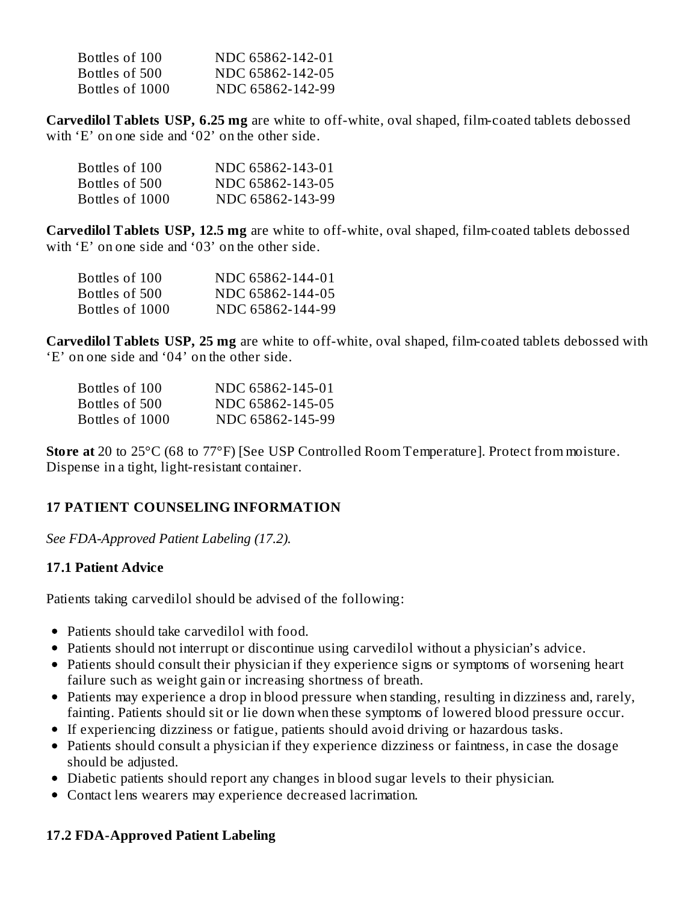| Bottles of 100 | NDC 65862-142-01 |
| --- | --- |
| Bottles of 500 | NDC 65862-142-05 |
| Bottles of 1000 | NDC 65862-142-99 |

**Carvedilol Tablets USP, 6.25 mg** are white to off-white, oval shaped, film-coated tablets debossed with 'E' on one side and '02' on the other side.

| Bottles of 100 | NDC 65862-143-01 |
| --- | --- |
| Bottles of 500 | NDC 65862-143-05 |
| Bottles of 1000 | NDC 65862-143-99 |

**Carvedilol Tablets USP, 12.5 mg** are white to off-white, oval shaped, film-coated tablets debossed with 'E' on one side and '03' on the other side.

| Bottles of 100 | NDC 65862-144-01 |
| --- | --- |
| Bottles of 500 | NDC 65862-144-05 |
| Bottles of 1000 | NDC 65862-144-99 |

**Carvedilol Tablets USP, 25 mg** are white to off-white, oval shaped, film-coated tablets debossed with 'E' on one side and '04' on the other side.

| Bottles of 100 | NDC 65862-145-01 |
| --- | --- |
| Bottles of 500 | NDC 65862-145-05 |
| Bottles of 1000 | NDC 65862-145-99 |

**Store at** 20 to 25°C (68 to 77°F) [See USP Controlled Room Temperature]. Protect from moisture. Dispense in a tight, light-resistant container.

## 17 PATIENT COUNSELING INFORMATION

*See FDA-Approved Patient Labeling (17.2).*

### 17.1 Patient Advice

Patients taking carvedilol should be advised of the following:

- Patients should take carvedilol with food.
- Patients should not interrupt or discontinue using carvedilol without a physician's advice.
- Patients should consult their physician if they experience signs or symptoms of worsening heart failure such as weight gain or increasing shortness of breath.
- Patients may experience a drop in blood pressure when standing, resulting in dizziness and, rarely, fainting. Patients should sit or lie down when these symptoms of lowered blood pressure occur.
- If experiencing dizziness or fatigue, patients should avoid driving or hazardous tasks.
- Patients should consult a physician if they experience dizziness or faintness, in case the dosage should be adjusted.
- Diabetic patients should report any changes in blood sugar levels to their physician.
- Contact lens wearers may experience decreased lacrimation.

### 17.2 FDA-Approved Patient Labeling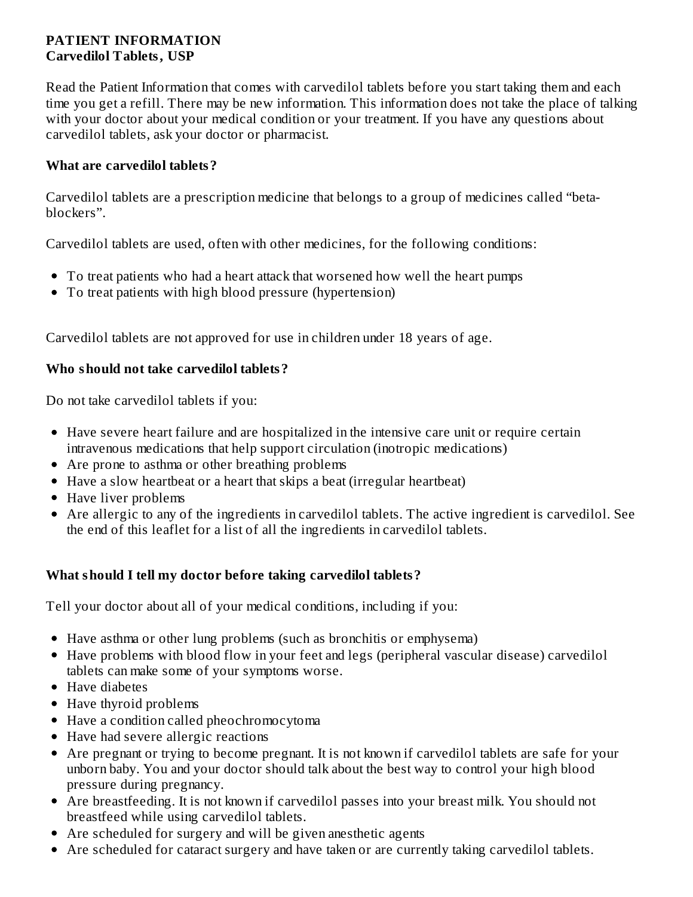**PATIENT INFORMATION**
**Carvedilol Tablets, USP**

Read the Patient Information that comes with carvedilol tablets before you start taking them and each time you get a refill. There may be new information. This information does not take the place of talking with your doctor about your medical condition or your treatment. If you have any questions about carvedilol tablets, ask your doctor or pharmacist.

**What are carvedilol tablets?**

Carvedilol tablets are a prescription medicine that belongs to a group of medicines called "beta-blockers".

Carvedilol tablets are used, often with other medicines, for the following conditions:

- To treat patients who had a heart attack that worsened how well the heart pumps
- To treat patients with high blood pressure (hypertension)

Carvedilol tablets are not approved for use in children under 18 years of age.

**Who should not take carvedilol tablets?**

Do not take carvedilol tablets if you:

- Have severe heart failure and are hospitalized in the intensive care unit or require certain intravenous medications that help support circulation (inotropic medications)
- Are prone to asthma or other breathing problems
- Have a slow heartbeat or a heart that skips a beat (irregular heartbeat)
- Have liver problems
- Are allergic to any of the ingredients in carvedilol tablets. The active ingredient is carvedilol. See the end of this leaflet for a list of all the ingredients in carvedilol tablets.

**What should I tell my doctor before taking carvedilol tablets?**

Tell your doctor about all of your medical conditions, including if you:

- Have asthma or other lung problems (such as bronchitis or emphysema)
- Have problems with blood flow in your feet and legs (peripheral vascular disease) carvedilol tablets can make some of your symptoms worse.
- Have diabetes
- Have thyroid problems
- Have a condition called pheochromocytoma
- Have had severe allergic reactions
- Are pregnant or trying to become pregnant. It is not known if carvedilol tablets are safe for your unborn baby. You and your doctor should talk about the best way to control your high blood pressure during pregnancy.
- Are breastfeeding. It is not known if carvedilol passes into your breast milk. You should not breastfeed while using carvedilol tablets.
- Are scheduled for surgery and will be given anesthetic agents
- Are scheduled for cataract surgery and have taken or are currently taking carvedilol tablets.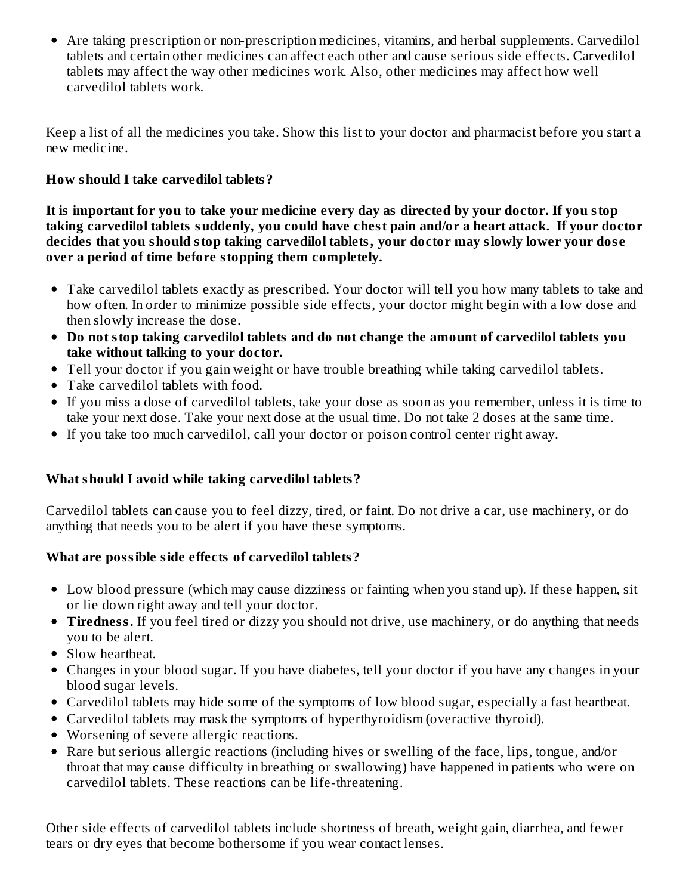- Are taking prescription or non-prescription medicines, vitamins, and herbal supplements. Carvedilol tablets and certain other medicines can affect each other and cause serious side effects. Carvedilol tablets may affect the way other medicines work. Also, other medicines may affect how well carvedilol tablets work.

Keep a list of all the medicines you take. Show this list to your doctor and pharmacist before you start a new medicine.

**How should I take carvedilol tablets?**

**It is important for you to take your medicine every day as directed by your doctor. If you stop taking carvedilol tablets suddenly, you could have chest pain and/or a heart attack. If your doctor decides that you should stop taking carvedilol tablets, your doctor may slowly lower your dose over a period of time before stopping them completely.**

- Take carvedilol tablets exactly as prescribed. Your doctor will tell you how many tablets to take and how often. In order to minimize possible side effects, your doctor might begin with a low dose and then slowly increase the dose.
- **Do not stop taking carvedilol tablets and do not change the amount of carvedilol tablets you take without talking to your doctor.**
- Tell your doctor if you gain weight or have trouble breathing while taking carvedilol tablets.
- Take carvedilol tablets with food.
- If you miss a dose of carvedilol tablets, take your dose as soon as you remember, unless it is time to take your next dose. Take your next dose at the usual time. Do not take 2 doses at the same time.
- If you take too much carvedilol, call your doctor or poison control center right away.

**What should I avoid while taking carvedilol tablets?**

Carvedilol tablets can cause you to feel dizzy, tired, or faint. Do not drive a car, use machinery, or do anything that needs you to be alert if you have these symptoms.

**What are possible side effects of carvedilol tablets?**

- Low blood pressure (which may cause dizziness or fainting when you stand up). If these happen, sit or lie down right away and tell your doctor.
- **Tiredness.** If you feel tired or dizzy you should not drive, use machinery, or do anything that needs you to be alert.
- Slow heartbeat.
- Changes in your blood sugar. If you have diabetes, tell your doctor if you have any changes in your blood sugar levels.
- Carvedilol tablets may hide some of the symptoms of low blood sugar, especially a fast heartbeat.
- Carvedilol tablets may mask the symptoms of hyperthyroidism (overactive thyroid).
- Worsening of severe allergic reactions.
- Rare but serious allergic reactions (including hives or swelling of the face, lips, tongue, and/or throat that may cause difficulty in breathing or swallowing) have happened in patients who were on carvedilol tablets. These reactions can be life-threatening.

Other side effects of carvedilol tablets include shortness of breath, weight gain, diarrhea, and fewer tears or dry eyes that become bothersome if you wear contact lenses.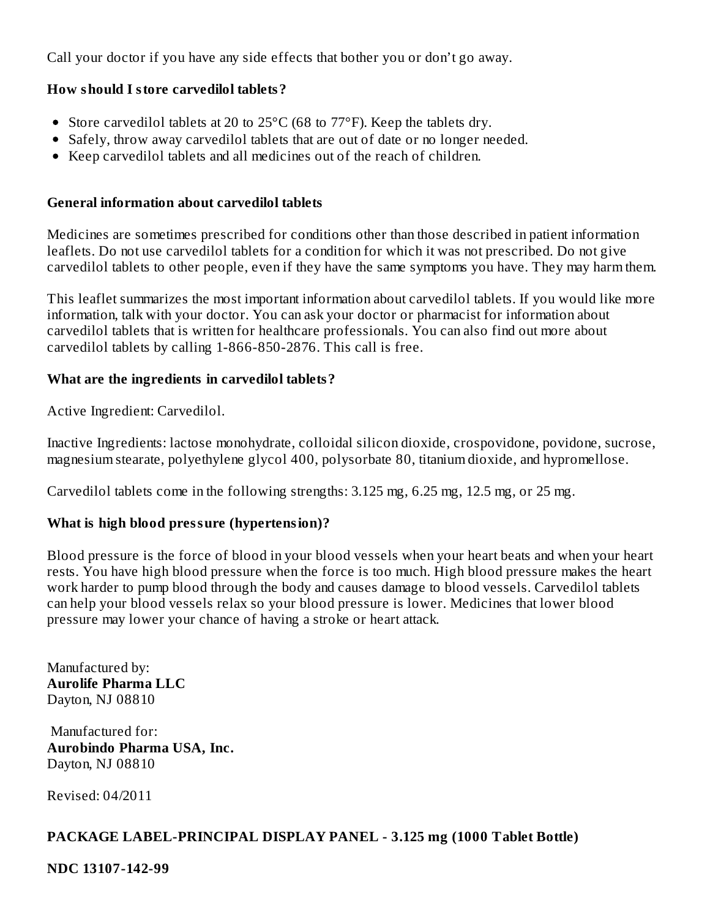Call your doctor if you have any side effects that bother you or don't go away.

### How should I store carvedilol tablets?

- Store carvedilol tablets at 20 to 25°C (68 to 77°F). Keep the tablets dry.
- Safely, throw away carvedilol tablets that are out of date or no longer needed.
- Keep carvedilol tablets and all medicines out of the reach of children.

### General information about carvedilol tablets

Medicines are sometimes prescribed for conditions other than those described in patient information leaflets. Do not use carvedilol tablets for a condition for which it was not prescribed. Do not give carvedilol tablets to other people, even if they have the same symptoms you have. They may harm them.

This leaflet summarizes the most important information about carvedilol tablets. If you would like more information, talk with your doctor. You can ask your doctor or pharmacist for information about carvedilol tablets that is written for healthcare professionals. You can also find out more about carvedilol tablets by calling 1-866-850-2876. This call is free.

### What are the ingredients in carvedilol tablets?

Active Ingredient: Carvedilol.

Inactive Ingredients: lactose monohydrate, colloidal silicon dioxide, crospovidone, povidone, sucrose, magnesium stearate, polyethylene glycol 400, polysorbate 80, titanium dioxide, and hypromellose.

Carvedilol tablets come in the following strengths: 3.125 mg, 6.25 mg, 12.5 mg, or 25 mg.

### What is high blood pressure (hypertension)?

Blood pressure is the force of blood in your blood vessels when your heart beats and when your heart rests. You have high blood pressure when the force is too much. High blood pressure makes the heart work harder to pump blood through the body and causes damage to blood vessels. Carvedilol tablets can help your blood vessels relax so your blood pressure is lower. Medicines that lower blood pressure may lower your chance of having a stroke or heart attack.

Manufactured by:
**Aurolife Pharma LLC**
Dayton, NJ 08810

Manufactured for:
**Aurobindo Pharma USA, Inc.**
Dayton, NJ 08810

Revised: 04/2011

### PACKAGE LABEL-PRINCIPAL DISPLAY PANEL - 3.125 mg (1000 Tablet Bottle)

**NDC 13107-142-99**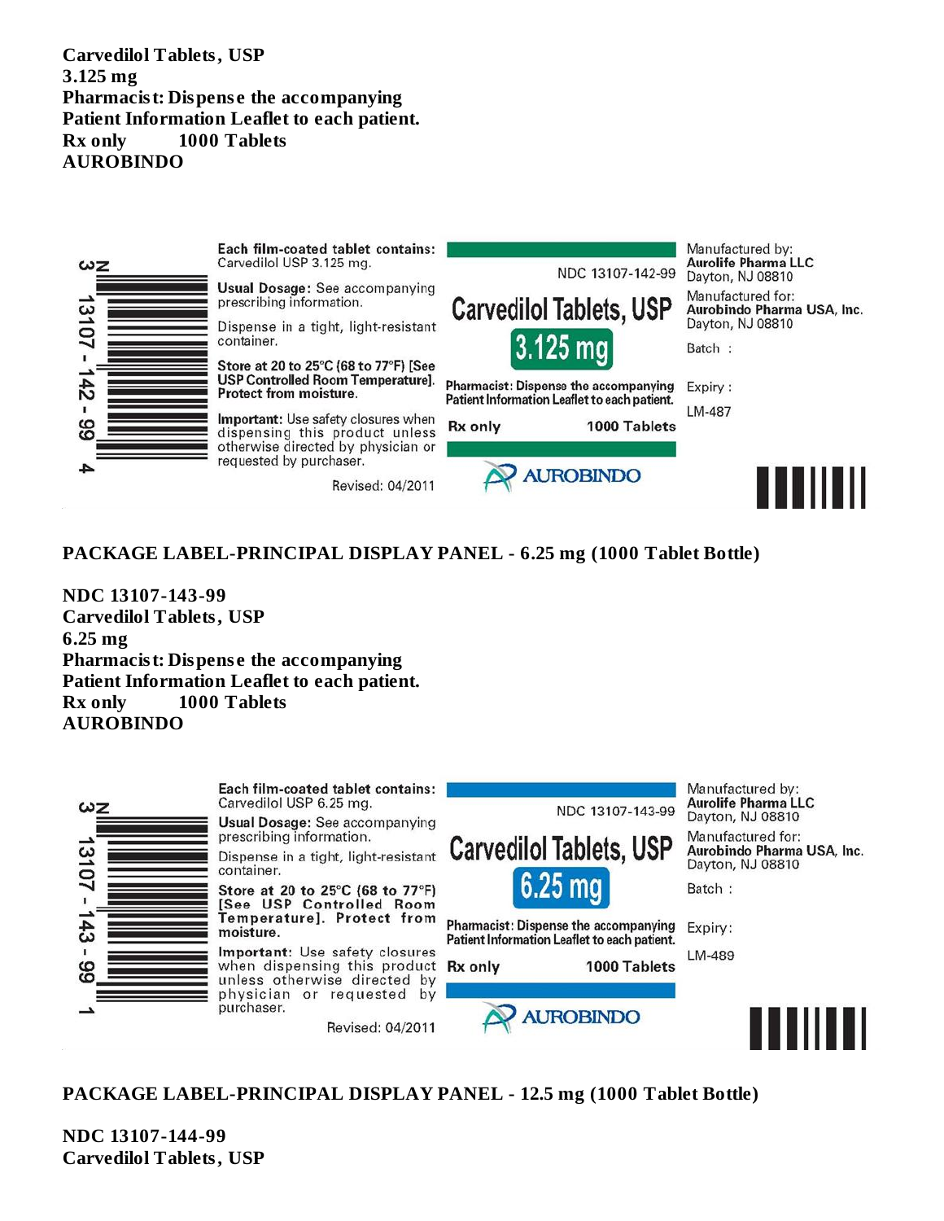**Carvedilol Tablets, USP**
**3.125 mg**
**Pharmacist: Dispense the accompanying Patient Information Leaflet to each patient.**
**Rx only 1000 Tablets**
**AUROBINDO**

**Each film-coated tablet contains:** Carvedilol USP 3.125 mg.

**Usual Dosage:** See accompanying prescribing information.

Dispense in a tight, light-resistant container.

**Store at 20 to 25°C (68 to 77°F) [See USP Controlled Room Temperature]. Protect from moisture.**

**Important:** Use safety closures when dispensing this product unless otherwise directed by physician or requested by purchaser.

Revised: 04/2011

NDC 13107-142-99

Carvedilol Tablets, USP

3.125 mg

Pharmacist: Dispense the accompanying Patient Information Leaflet to each patient.

Rx only 1000 Tablets

AUROBINDO

Manufactured by:
**Aurolife Pharma LLC**
Dayton, NJ 08810

Manufactured for:
**Aurobindo Pharma USA, Inc.**
Dayton, NJ 08810

Batch :

Expiry :

LM-487

3 13107-142-99 4

## PACKAGE LABEL-PRINCIPAL DISPLAY PANEL - 6.25 mg (1000 Tablet Bottle)

**NDC 13107-143-99**
**Carvedilol Tablets, USP**
**6.25 mg**
**Pharmacist: Dispense the accompanying Patient Information Leaflet to each patient.**
**Rx only 1000 Tablets**
**AUROBINDO**

**Each film-coated tablet contains:** Carvedilol USP 6.25 mg.

**Usual Dosage:** See accompanying prescribing information.

Dispense in a tight, light-resistant container.

**Store at 20 to 25°C (68 to 77°F) [See USP Controlled Room Temperature]. Protect from moisture.**

**Important:** Use safety closures when dispensing this product unless otherwise directed by physician or requested by purchaser.

Revised: 04/2011

NDC 13107-143-99

Carvedilol Tablets, USP

6.25 mg

Pharmacist: Dispense the accompanying Patient Information Leaflet to each patient.

Rx only 1000 Tablets

AUROBINDO

Manufactured by:
**Aurolife Pharma LLC**
Dayton, NJ 08810

Manufactured for:
**Aurobindo Pharma USA, Inc.**
Dayton, NJ 08810

Batch :

Expiry:

LM-489

3 13107-143-99 1

## PACKAGE LABEL-PRINCIPAL DISPLAY PANEL - 12.5 mg (1000 Tablet Bottle)

**NDC 13107-144-99**
**Carvedilol Tablets, USP**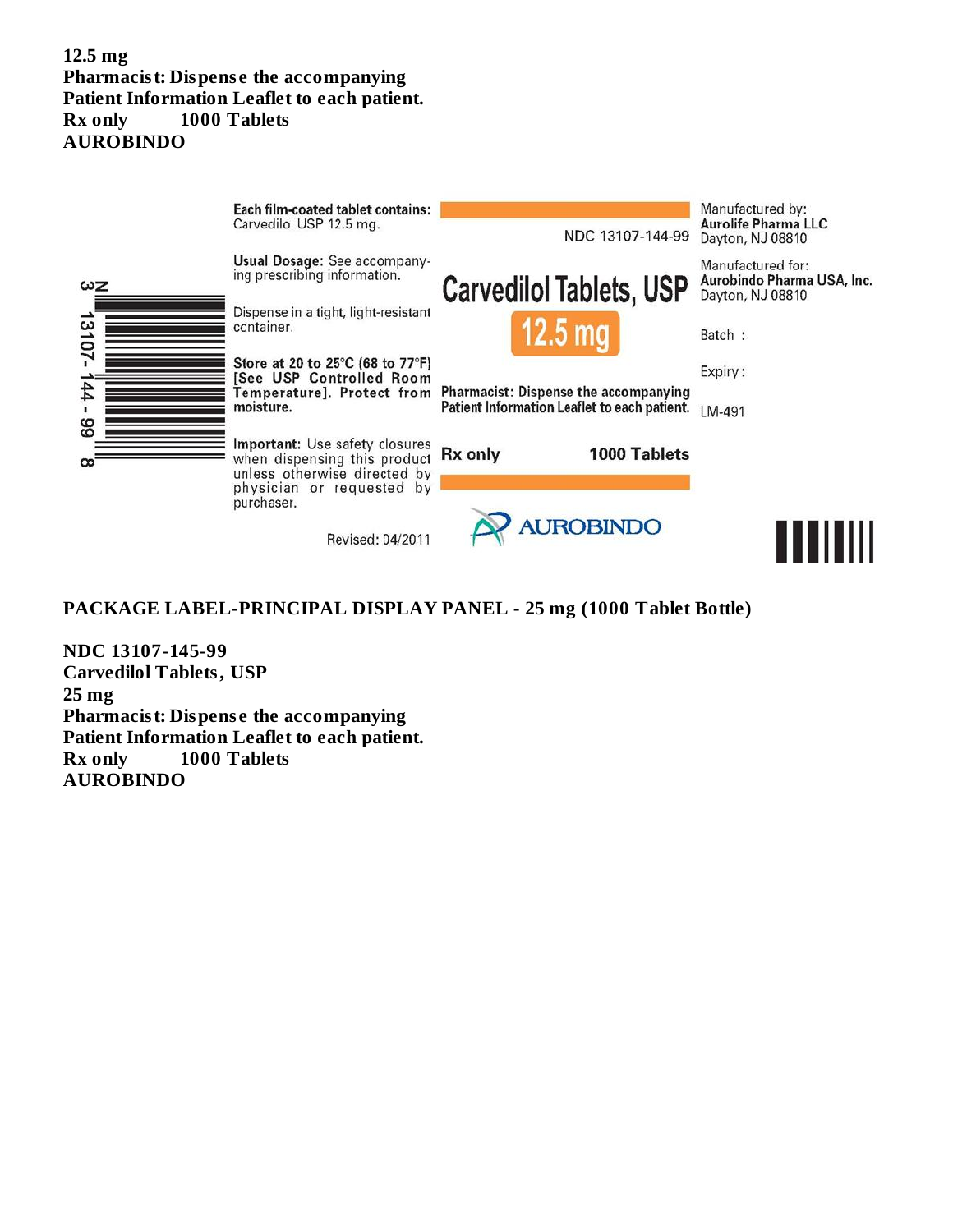**12.5 mg**
**Pharmacist: Dispense the accompanying Patient Information Leaflet to each patient.**
**Rx only 1000 Tablets**
**AUROBINDO**

**Each film-coated tablet contains:** Carvedilol USP 12.5 mg.

**Usual Dosage:** See accompanying prescribing information.

Dispense in a tight, light-resistant container.

**Store at 20 to 25°C (68 to 77°F) [See USP Controlled Room Temperature]. Protect from moisture.**

**Important:** Use safety closures when dispensing this product unless otherwise directed by physician or requested by purchaser.

Revised: 04/2011

NDC 13107-144-99

**Carvedilol Tablets, USP**

**12.5 mg**

**Pharmacist:** Dispense the accompanying Patient Information Leaflet to each patient.

**Rx only 1000 Tablets**

AUROBINDO

Manufactured by:
**Aurolife Pharma LLC**
Dayton, NJ 08810

Manufactured for:
**Aurobindo Pharma USA, Inc.**
Dayton, NJ 08810

Batch :

Expiry :

LM-491

N 3 13107-144-99 8

**PACKAGE LABEL-PRINCIPAL DISPLAY PANEL - 25 mg (1000 Tablet Bottle)**

**NDC 13107-145-99**
**Carvedilol Tablets, USP**
**25 mg**
**Pharmacist: Dispense the accompanying Patient Information Leaflet to each patient.**
**Rx only 1000 Tablets**
**AUROBINDO**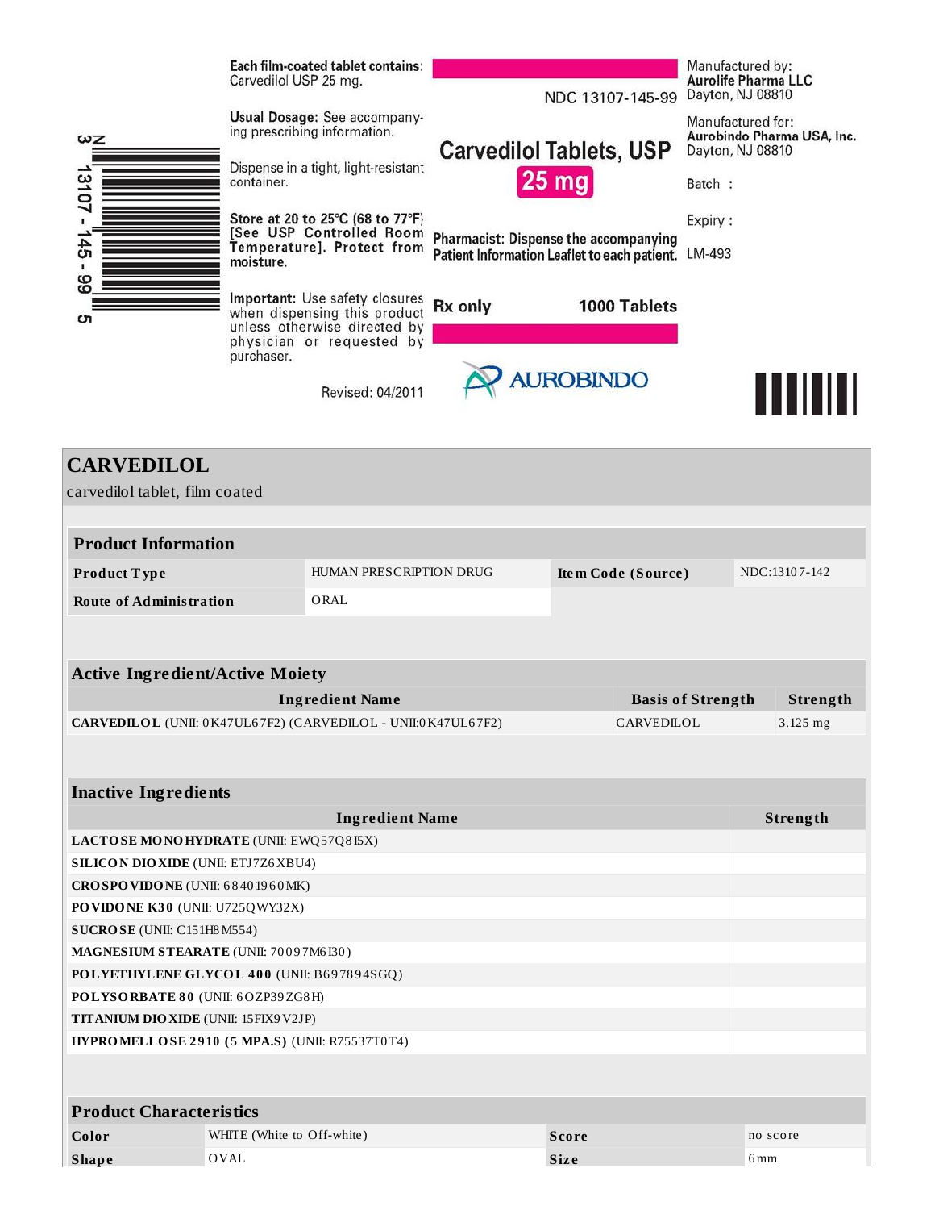Each film-coated tablet contains: Carvedilol USP 25 mg.

Usual Dosage: See accompanying prescribing information.

Dispense in a tight, light-resistant container.

Store at 20 to 25°C (68 to 77°F) [See USP Controlled Room Temperature]. Protect from moisture.

Important: Use safety closures when dispensing this product unless otherwise directed by physician or requested by purchaser.

Revised: 04/2011

NDC 13107-145-99

**Carvedilol Tablets, USP**

**25 mg**

Pharmacist: Dispense the accompanying Patient Information Leaflet to each patient.

Rx only

1000 Tablets

AUROBINDO

Manufactured by:
**Aurolife Pharma LLC**
Dayton, NJ 08810

Manufactured for:
**Aurobindo Pharma USA, Inc.**
Dayton, NJ 08810

Batch :

Expiry :

LM-493

3 13107-145-99 5

# CARVEDILOL

carvedilol tablet, film coated

| Product Information | | | |
|---|---|---|---|
| **Product Type** | HUMAN PRESCRIPTION DRUG | **Item Code (Source)** | NDC:13107-142 |
| **Route of Administration** | ORAL | | |

| Active Ingredient/Active Moiety | | |
|---|---|---|
| **Ingredient Name** | **Basis of Strength** | **Strength** |
| **CARVEDILOL** (UNII: 0K47UL67F2) (CARVEDILOL - UNII:0K47UL67F2) | CARVEDILOL | 3.125 mg |

| Inactive Ingredients | |
|---|---|
| **Ingredient Name** | **Strength** |
| **LACTOSE MONOHYDRATE** (UNII: EWQ57Q8I5X) | |
| **SILICON DIOXIDE** (UNII: ETJ7Z6XBU4) | |
| **CROSPOVIDONE** (UNII: 68401960MK) | |
| **POVIDONE K30** (UNII: U725QWY32X) | |
| **SUCROSE** (UNII: C151H8M554) | |
| **MAGNESIUM STEARATE** (UNII: 70097M6I30) | |
| **POLYETHYLENE GLYCOL 400** (UNII: B697894SGQ) | |
| **POLYSORBATE 80** (UNII: 6OZP39ZG8H) | |
| **TITANIUM DIOXIDE** (UNII: 15FIX9V2JP) | |
| **HYPROMELLOSE 2910 (5 MPA.S)** (UNII: R75537T0T4) | |

| Product Characteristics | | | |
|---|---|---|---|
| **Color** | WHITE (White to Off-white) | **Score** | no score |
| **Shape** | OVAL | **Size** | 6mm |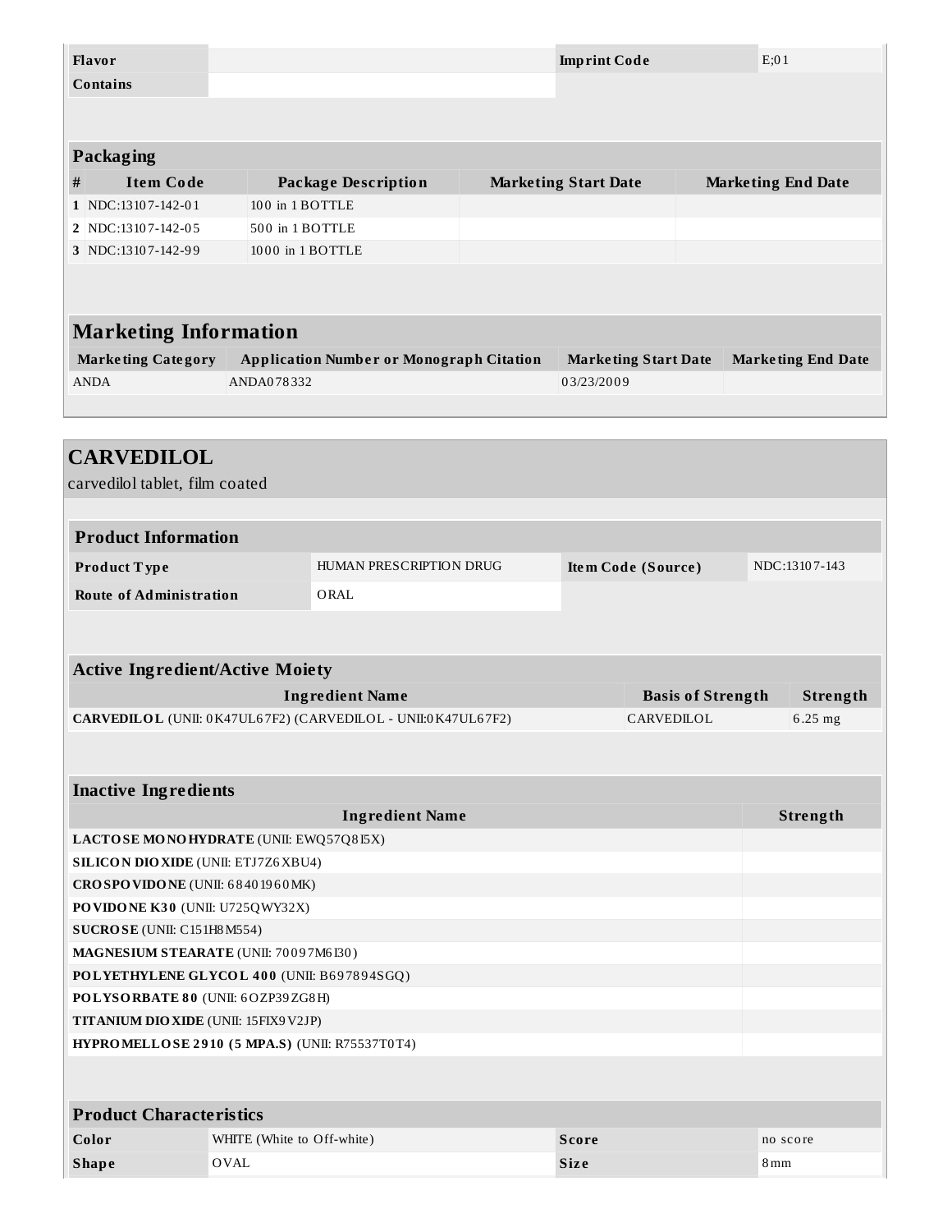| Flavor | | Imprint Code | E;01 |
|---|---|---|---|
| Contains | | | |

### Packaging

| # | Item Code | Package Description | Marketing Start Date | Marketing End Date |
|---|---|---|---|---|
| 1 | NDC:13107-142-01 | 100 in 1 BOTTLE | | |
| 2 | NDC:13107-142-05 | 500 in 1 BOTTLE | | |
| 3 | NDC:13107-142-99 | 1000 in 1 BOTTLE | | |

## Marketing Information

| Marketing Category | Application Number or Monograph Citation | Marketing Start Date | Marketing End Date |
|---|---|---|---|
| ANDA | ANDA078332 | 03/23/2009 | |

## CARVEDILOL

carvedilol tablet, film coated

### Product Information

| Product Type | HUMAN PRESCRIPTION DRUG | Item Code (Source) | NDC:13107-143 |
|---|---|---|---|
| Route of Administration | ORAL | | |

### Active Ingredient/Active Moiety

| Ingredient Name | Basis of Strength | Strength |
|---|---|---|
| **CARVEDILOL** (UNII: 0K47UL67F2) (CARVEDILOL - UNII:0K47UL67F2) | CARVEDILOL | 6.25 mg |

### Inactive Ingredients

| Ingredient Name | Strength |
|---|---|
| **LACTOSE MONOHYDRATE** (UNII: EWQ57Q8I5X) | |
| **SILICON DIOXIDE** (UNII: ETJ7Z6XBU4) | |
| **CROSPOVIDONE** (UNII: 68401960MK) | |
| **POVIDONE K30** (UNII: U725QWY32X) | |
| **SUCROSE** (UNII: C151H8M554) | |
| **MAGNESIUM STEARATE** (UNII: 70097M6I30) | |
| **POLYETHYLENE GLYCOL 400** (UNII: B697894SGQ) | |
| **POLYSORBATE 80** (UNII: 6OZP39ZG8H) | |
| **TITANIUM DIOXIDE** (UNII: 15FIX9V2JP) | |
| **HYPROMELLOSE 2910 (5 MPA.S)** (UNII: R75537T0T4) | |

### Product Characteristics

| Color | WHITE (White to Off-white) | Score | no score |
|---|---|---|---|
| Shape | OVAL | Size | 8mm |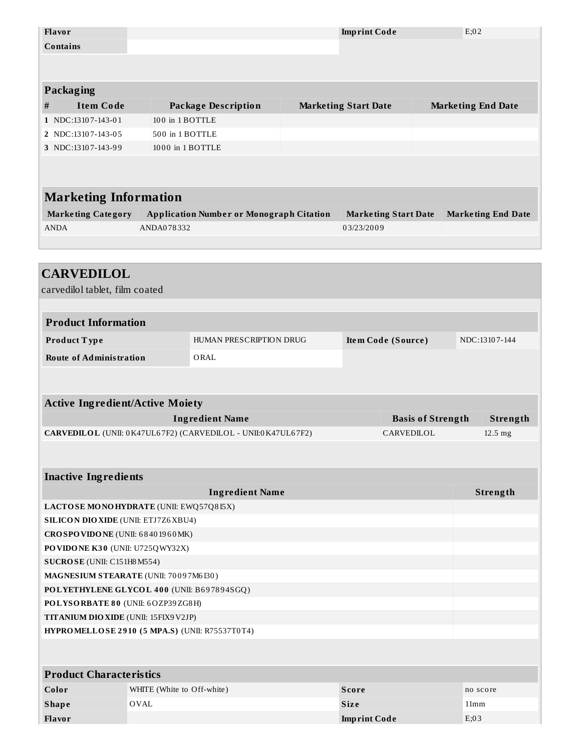| Flavor | | Imprint Code | E;02 |
|---|---|---|---|
| Contains | | | |

### Packaging

| # | Item Code | Package Description | Marketing Start Date | Marketing End Date |
|---|---|---|---|---|
| 1 | NDC:13107-143-01 | 100 in 1 BOTTLE | | |
| 2 | NDC:13107-143-05 | 500 in 1 BOTTLE | | |
| 3 | NDC:13107-143-99 | 1000 in 1 BOTTLE | | |

## Marketing Information

| Marketing Category | Application Number or Monograph Citation | Marketing Start Date | Marketing End Date |
|---|---|---|---|
| ANDA | ANDA078332 | 03/23/2009 | |

# CARVEDILOL

carvedilol tablet, film coated

### Product Information

| Product Type | HUMAN PRESCRIPTION DRUG | Item Code (Source) | NDC:13107-144 |
|---|---|---|---|
| Route of Administration | ORAL | | |

### Active Ingredient/Active Moiety

| Ingredient Name | Basis of Strength | Strength |
|---|---|---|
| **CARVEDILOL** (UNII: 0K47UL67F2) (CARVEDILOL - UNII:0K47UL67F2) | CARVEDILOL | 12.5 mg |

### Inactive Ingredients

| Ingredient Name | Strength |
|---|---|
| **LACTOSE MONOHYDRATE** (UNII: EWQ57Q8I5X) | |
| **SILICON DIOXIDE** (UNII: ETJ7Z6XBU4) | |
| **CROSPOVIDONE** (UNII: 68401960MK) | |
| **POVIDONE K30** (UNII: U725QWY32X) | |
| **SUCROSE** (UNII: C151H8M554) | |
| **MAGNESIUM STEARATE** (UNII: 70097M6I30) | |
| **POLYETHYLENE GLYCOL 400** (UNII: B697894SGQ) | |
| **POLYSORBATE 80** (UNII: 6OZP39ZG8H) | |
| **TITANIUM DIOXIDE** (UNII: 15FIX9V2JP) | |
| **HYPROMELLOSE 2910 (5 MPA.S)** (UNII: R75537T0T4) | |

### Product Characteristics

| Color | WHITE (White to Off-white) | Score | no score |
|---|---|---|---|
| Shape | OVAL | Size | 11mm |
| Flavor | | Imprint Code | E;03 |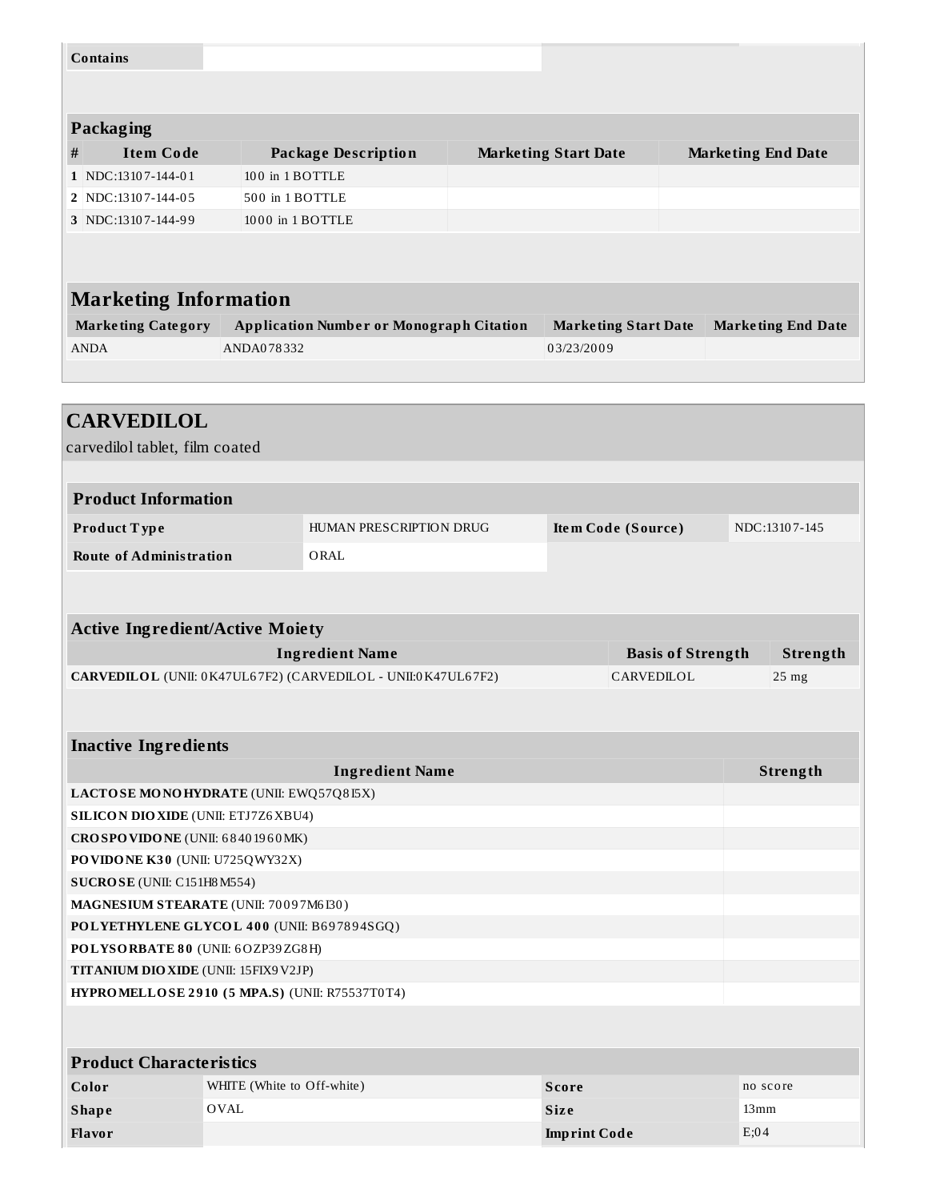| Contains | |
|---|---|

## Packaging

| # | Item Code | Package Description | Marketing Start Date | Marketing End Date |
|---|---|---|---|---|
| 1 | NDC:13107-144-01 | 100 in 1 BOTTLE | | |
| 2 | NDC:13107-144-05 | 500 in 1 BOTTLE | | |
| 3 | NDC:13107-144-99 | 1000 in 1 BOTTLE | | |

## Marketing Information

| Marketing Category | Application Number or Monograph Citation | Marketing Start Date | Marketing End Date |
|---|---|---|---|
| ANDA | ANDA078332 | 03/23/2009 | |

# CARVEDILOL

carvedilol tablet, film coated

## Product Information

| Product Type | HUMAN PRESCRIPTION DRUG | Item Code (Source) | NDC:13107-145 |
|---|---|---|---|
| Route of Administration | ORAL | | |

## Active Ingredient/Active Moiety

| Ingredient Name | Basis of Strength | Strength |
|---|---|---|
| **CARVEDILOL** (UNII: 0K47UL67F2) (CARVEDILOL - UNII:0K47UL67F2) | CARVEDILOL | 25 mg |

## Inactive Ingredients

| Ingredient Name | Strength |
|---|---|
| **LACTOSE MONOHYDRATE** (UNII: EWQ57Q8I5X) | |
| **SILICON DIOXIDE** (UNII: ETJ7Z6XBU4) | |
| **CROSPOVIDONE** (UNII: 68401960MK) | |
| **POVIDONE K30** (UNII: U725QWY32X) | |
| **SUCROSE** (UNII: C151H8M554) | |
| **MAGNESIUM STEARATE** (UNII: 70097M6I30) | |
| **POLYETHYLENE GLYCOL 400** (UNII: B697894SGQ) | |
| **POLYSORBATE 80** (UNII: 6OZP39ZG8H) | |
| **TITANIUM DIOXIDE** (UNII: 15FIX9V2JP) | |
| **HYPROMELLOSE 2910 (5 MPA.S)** (UNII: R75537T0T4) | |

## Product Characteristics

| Color | WHITE (White to Off-white) | Score | no score |
|---|---|---|---|
| Shape | OVAL | Size | 13mm |
| Flavor | | Imprint Code | E;04 |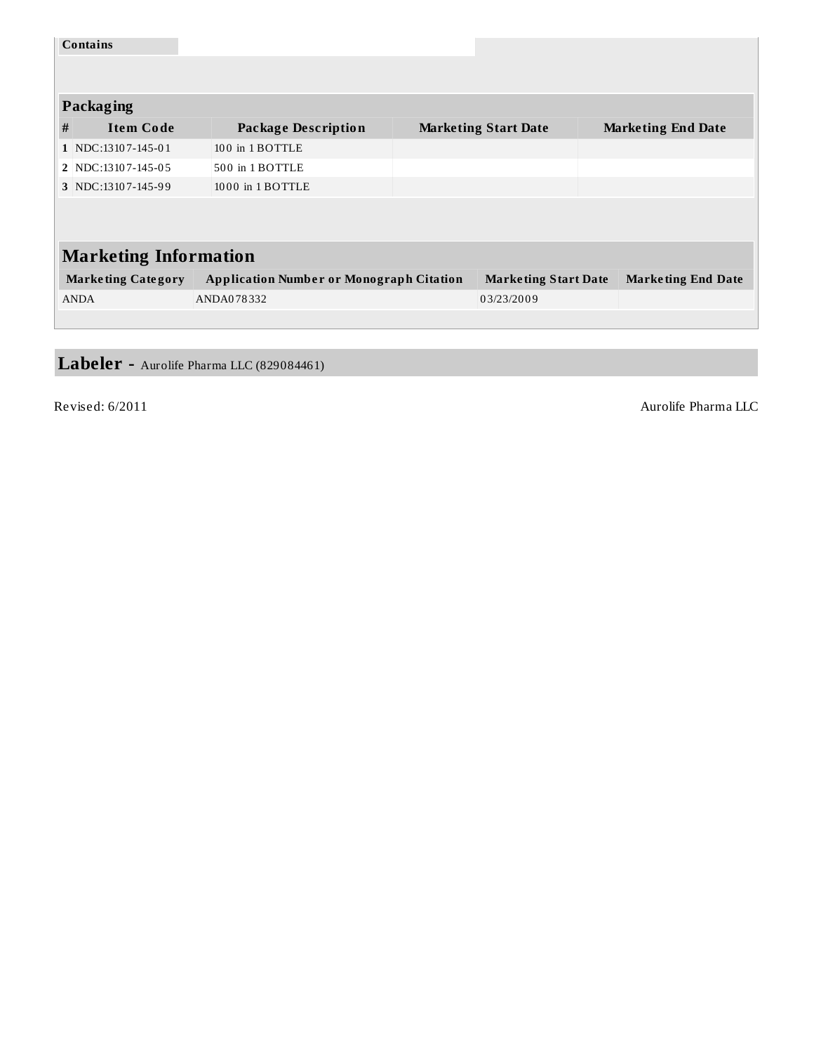| Contains | |
|---|---|

## Packaging

| # | Item Code | Package Description | Marketing Start Date | Marketing End Date |
|---|---|---|---|---|
| 1 | NDC:13107-145-01 | 100 in 1 BOTTLE | | |
| 2 | NDC:13107-145-05 | 500 in 1 BOTTLE | | |
| 3 | NDC:13107-145-99 | 1000 in 1 BOTTLE | | |

## Marketing Information

| Marketing Category | Application Number or Monograph Citation | Marketing Start Date | Marketing End Date |
|---|---|---|---|
| ANDA | ANDA078332 | 03/23/2009 | |

## Labeler - Aurolife Pharma LLC (829084461)

Revised: 6/2011

Aurolife Pharma LLC